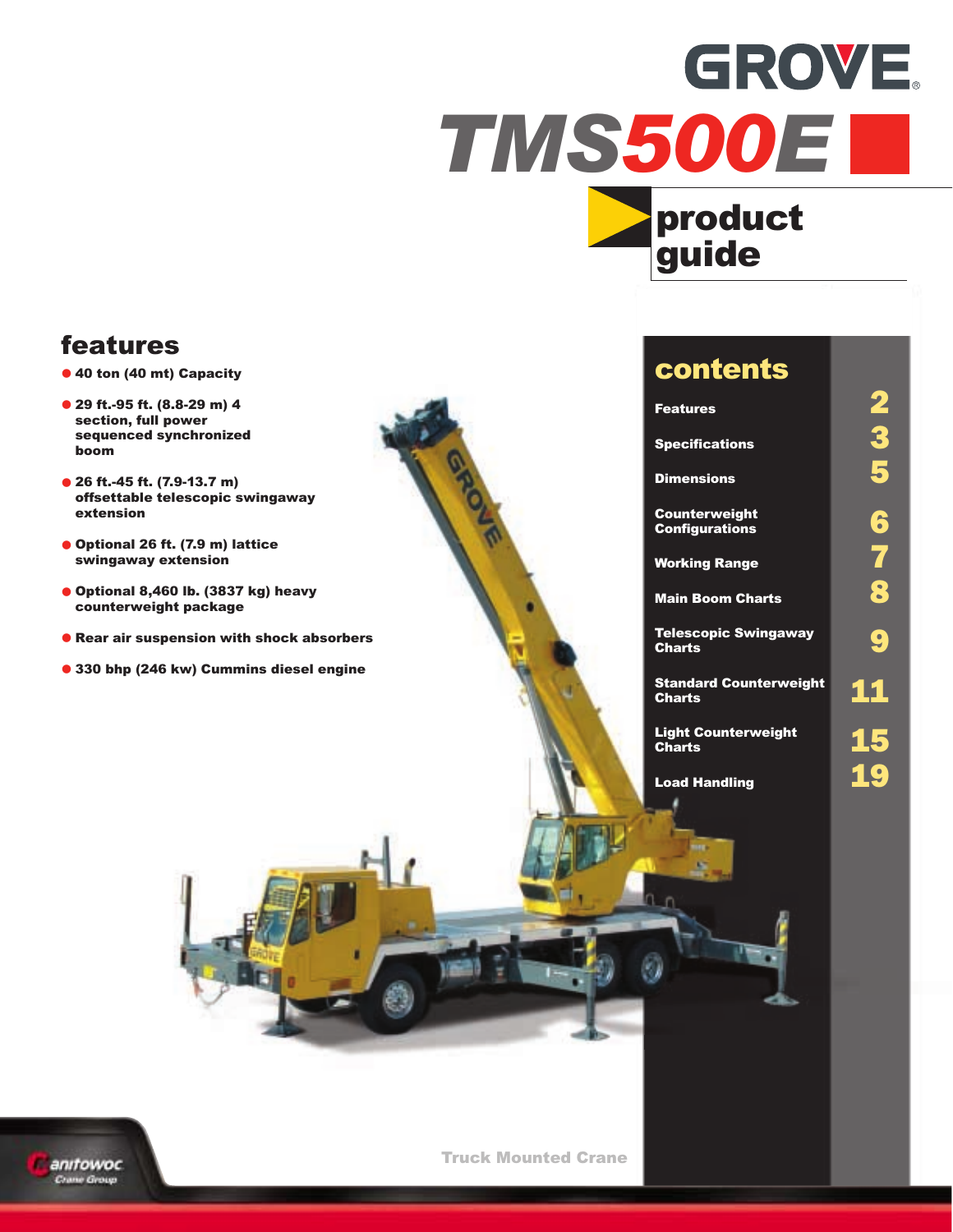# GROVE®

# TMS500E

## product guide

## features

- 40 ton (40 mt) Capacity
- 29 ft.-95 ft. (8.8-29 m) 4 section, full power sequenced synchronized boom
- 26 ft.-45 ft. (7.9-13.7 m) offsettable telescopic swingaway extension
- Optional 26 ft. (7.9 m) lattice swingaway extension
- Optional 8,460 lb. (3837 kg) heavy counterweight package
- Rear air suspension with shock absorbers
- 330 bhp (246 kw) Cummins diesel engine

## contents

| | |
|---|---|
| Features | 2 |
| Specifications | 3 |
| Dimensions | 5 |
| Counterweight Configurations | 6 |
| Working Range | 7 |
| Main Boom Charts | 8 |
| Telescopic Swingaway Charts | 9 |
| Standard Counterweight Charts | 11 |
| Light Counterweight Charts | 15 |
| Load Handling | 19 |

Truck Mounted Crane

Manitowoc Crane Group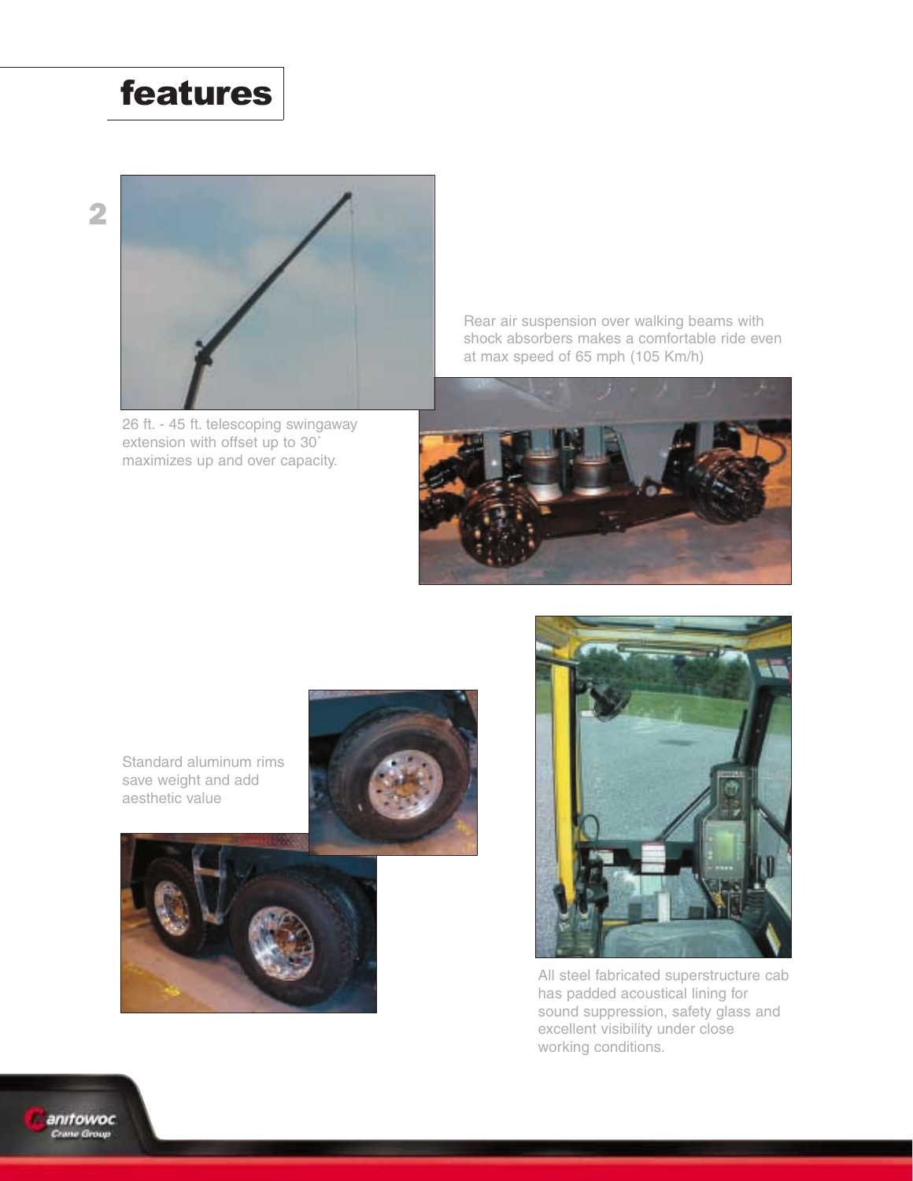# features

26 ft. - 45 ft. telescoping swingaway extension with offset up to 30˚ maximizes up and over capacity.

Rear air suspension over walking beams with shock absorbers makes a comfortable ride even at max speed of 65 mph (105 Km/h)

Standard aluminum rims save weight and add aesthetic value

All steel fabricated superstructure cab has padded acoustical lining for sound suppression, safety glass and excellent visibility under close working conditions.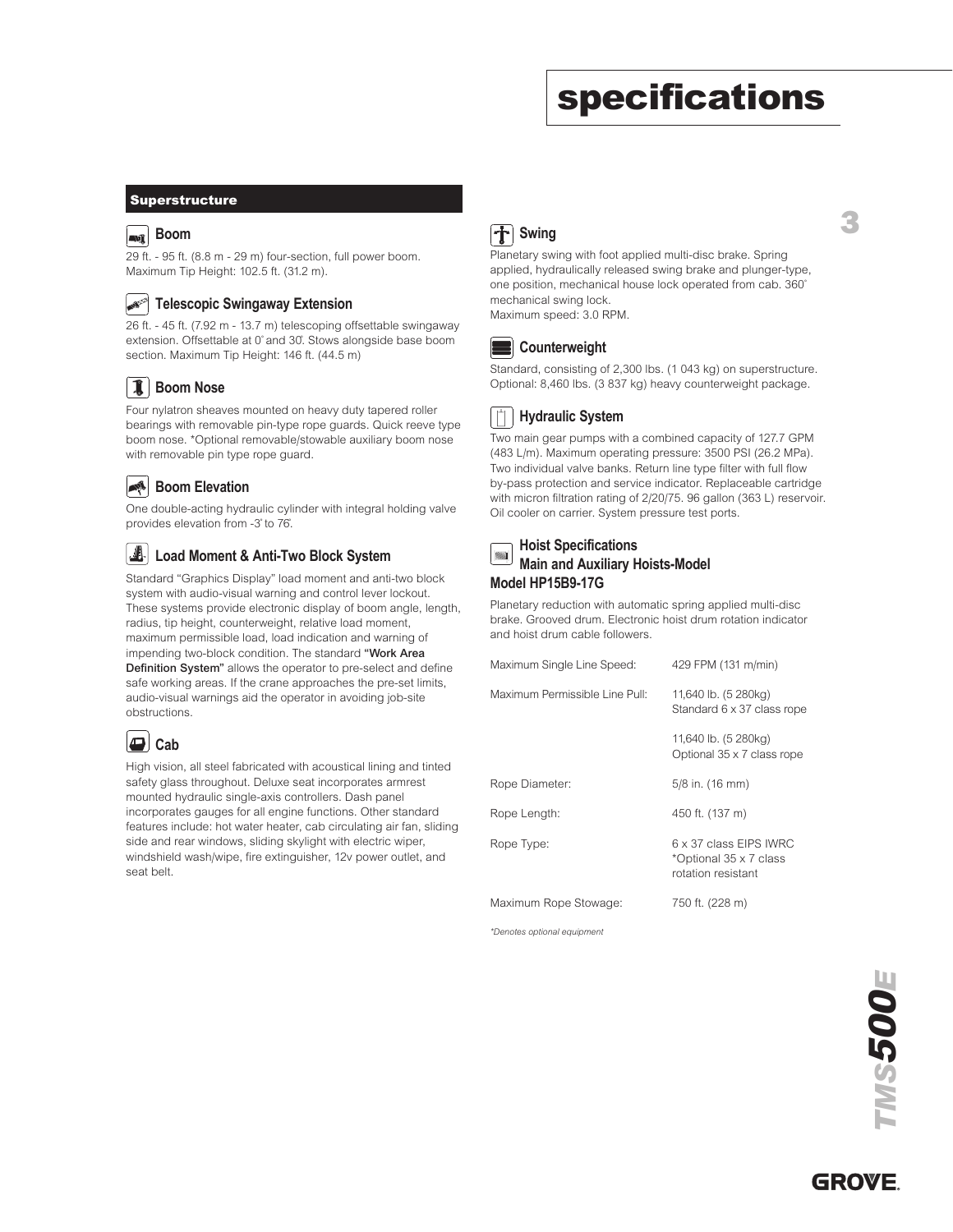# specifications

## Superstructure

### Boom

29 ft. - 95 ft. (8.8 m - 29 m) four-section, full power boom. Maximum Tip Height: 102.5 ft. (31.2 m).

### Telescopic Swingaway Extension

26 ft. - 45 ft. (7.92 m - 13.7 m) telescoping offsettable swingaway extension. Offsettable at 0˚ and 30˚. Stows alongside base boom section. Maximum Tip Height: 146 ft. (44.5 m)

### Boom Nose

Four nylatron sheaves mounted on heavy duty tapered roller bearings with removable pin-type rope guards. Quick reeve type boom nose. *Optional removable/stowable auxiliary boom nose with removable pin type rope guard.

### Boom Elevation

One double-acting hydraulic cylinder with integral holding valve provides elevation from -3˚ to 76˚.

### Load Moment & Anti-Two Block System

Standard "Graphics Display" load moment and anti-two block system with audio-visual warning and control lever lockout. These systems provide electronic display of boom angle, length, radius, tip height, counterweight, relative load moment, maximum permissible load, load indication and warning of impending two-block condition. The standard **"Work Area Definition System"** allows the operator to pre-select and define safe working areas. If the crane approaches the pre-set limits, audio-visual warnings aid the operator in avoiding job-site obstructions.

### Cab

High vision, all steel fabricated with acoustical lining and tinted safety glass throughout. Deluxe seat incorporates armrest mounted hydraulic single-axis controllers. Dash panel incorporates gauges for all engine functions. Other standard features include: hot water heater, cab circulating air fan, sliding side and rear windows, sliding skylight with electric wiper, windshield wash/wipe, fire extinguisher, 12v power outlet, and seat belt.

### Swing

Planetary swing with foot applied multi-disc brake. Spring applied, hydraulically released swing brake and plunger-type, one position, mechanical house lock operated from cab. 360˚ mechanical swing lock.
Maximum speed: 3.0 RPM.

### Counterweight

Standard, consisting of 2,300 lbs. (1 043 kg) on superstructure. Optional: 8,460 lbs. (3 837 kg) heavy counterweight package.

### Hydraulic System

Two main gear pumps with a combined capacity of 127.7 GPM (483 L/m). Maximum operating pressure: 3500 PSI (26.2 MPa). Two individual valve banks. Return line type filter with full flow by-pass protection and service indicator. Replaceable cartridge with micron filtration rating of 2/20/75. 96 gallon (363 L) reservoir. Oil cooler on carrier. System pressure test ports.

### Hoist Specifications
### Main and Auxiliary Hoists-Model
### Model HP15B9-17G

Planetary reduction with automatic spring applied multi-disc brake. Grooved drum. Electronic hoist drum rotation indicator and hoist drum cable followers.

| | |
|---|---|
| Maximum Single Line Speed: | 429 FPM (131 m/min) |
| Maximum Permissible Line Pull: | 11,640 lb. (5 280kg) Standard 6 x 37 class rope |
| | 11,640 lb. (5 280kg) Optional 35 x 7 class rope |
| Rope Diameter: | 5/8 in. (16 mm) |
| Rope Length: | 450 ft. (137 m) |
| Rope Type: | 6 x 37 class EIPS IWRC *Optional 35 x 7 class rotation resistant |
| Maximum Rope Stowage: | 750 ft. (228 m) |

*Denotes optional equipment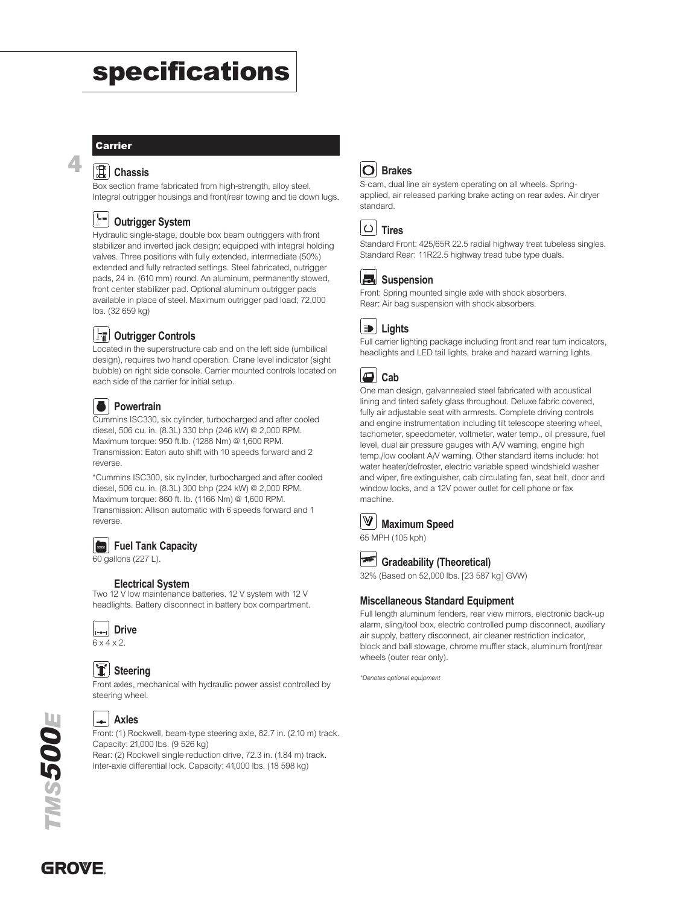# specifications

## Carrier

### Chassis

Box section frame fabricated from high-strength, alloy steel. Integral outrigger housings and front/rear towing and tie down lugs.

### Outrigger System

Hydraulic single-stage, double box beam outriggers with front stabilizer and inverted jack design; equipped with integral holding valves. Three positions with fully extended, intermediate (50%) extended and fully retracted settings. Steel fabricated, outrigger pads, 24 in. (610 mm) round. An aluminum, permanently stowed, front center stabilizer pad. Optional aluminum outrigger pads available in place of steel. Maximum outrigger pad load; 72,000 lbs. (32 659 kg)

### Outrigger Controls

Located in the superstructure cab and on the left side (umbilical design), requires two hand operation. Crane level indicator (sight bubble) on right side console. Carrier mounted controls located on each side of the carrier for initial setup.

### Powertrain

Cummins ISC330, six cylinder, turbocharged and after cooled diesel, 506 cu. in. (8.3L) 330 bhp (246 kW) @ 2,000 RPM. Maximum torque: 950 ft.lb. (1288 Nm) @ 1,600 RPM. Transmission: Eaton auto shift with 10 speeds forward and 2 reverse.

*Cummins ISC300, six cylinder, turbocharged and after cooled diesel, 506 cu. in. (8.3L) 300 bhp (224 kW) @ 2,000 RPM. Maximum torque: 860 ft. lb. (1166 Nm) @ 1,600 RPM. Transmission: Allison automatic with 6 speeds forward and 1 reverse.

### Fuel Tank Capacity

60 gallons (227 L).

### Electrical System

Two 12 V low maintenance batteries. 12 V system with 12 V headlights. Battery disconnect in battery box compartment.

### Drive

6 x 4 x 2.

### Steering

Front axles, mechanical with hydraulic power assist controlled by steering wheel.

### Axles

Front: (1) Rockwell, beam-type steering axle, 82.7 in. (2.10 m) track. Capacity: 21,000 lbs. (9 526 kg)
Rear: (2) Rockwell single reduction drive, 72.3 in. (1.84 m) track. Inter-axle differential lock. Capacity: 41,000 lbs. (18 598 kg)

### Brakes

S-cam, dual line air system operating on all wheels. Spring-applied, air released parking brake acting on rear axles. Air dryer standard.

### Tires

Standard Front: 425/65R 22.5 radial highway treat tubeless singles.
Standard Rear: 11R22.5 highway tread tube type duals.

### Suspension

Front: Spring mounted single axle with shock absorbers.
Rear: Air bag suspension with shock absorbers.

### Lights

Full carrier lighting package including front and rear turn indicators, headlights and LED tail lights, brake and hazard warning lights.

### Cab

One man design, galvannealed steel fabricated with acoustical lining and tinted safety glass throughout. Deluxe fabric covered, fully air adjustable seat with armrests. Complete driving controls and engine instrumentation including tilt telescope steering wheel, tachometer, speedometer, voltmeter, water temp., oil pressure, fuel level, dual air pressure gauges with A/V warning, engine high temp./low coolant A/V warning. Other standard items include: hot water heater/defroster, electric variable speed windshield washer and wiper, fire extinguisher, cab circulating fan, seat belt, door and window locks, and a 12V power outlet for cell phone or fax machine.

### Maximum Speed

65 MPH (105 kph)

### Gradeability (Theoretical)

32% (Based on 52,000 lbs. [23 587 kg] GVW)

### Miscellaneous Standard Equipment

Full length aluminum fenders, rear view mirrors, electronic back-up alarm, sling/tool box, electric controlled pump disconnect, auxiliary air supply, battery disconnect, air cleaner restriction indicator, block and ball stowage, chrome muffler stack, aluminum front/rear wheels (outer rear only).

*\*Denotes optional equipment*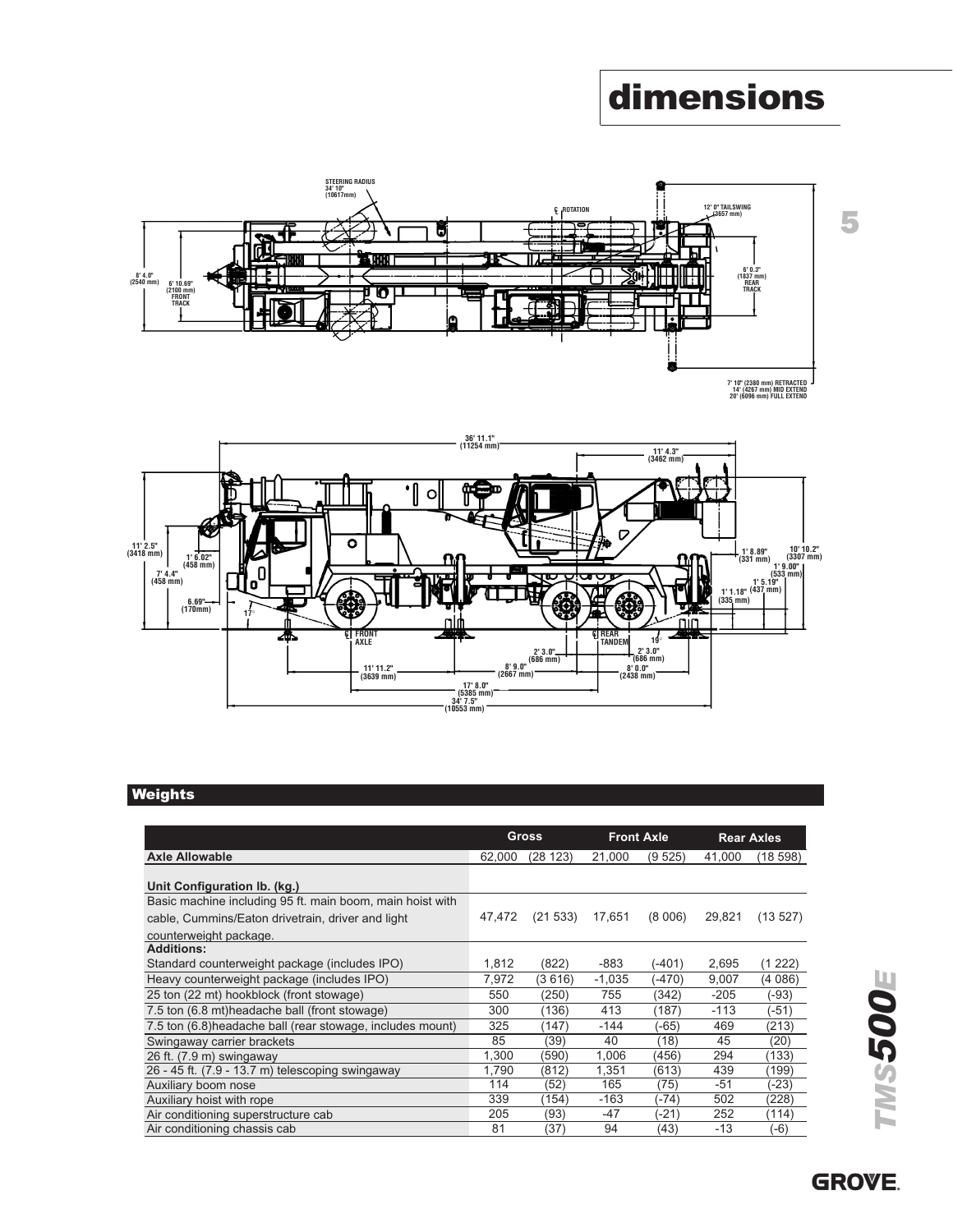# dimensions

STEERING RADIUS 34' 10" (10617mm)

℄ ROTATION

12' 0" TAILSWING (3657 mm)

8' 4.0" (2540 mm)

6' 10.69" (2100 mm) FRONT TRACK

6' 0.3" (1837 mm) REAR TRACK

7' 10" (2380 mm) RETRACTED
14' (4267 mm) MID EXTEND
20' (6096 mm) FULL EXTEND

36' 11.1" (11254 mm)

11' 4.3" (3462 mm)

11' 2.5" (3418 mm)

1' 6.02" (458 mm)

7' 4.4" (458 mm)

6.69" (170mm)

17°

1' 8.89" (331 mm)

10' 10.2" (3307 mm)

1' 9.00" (533 mm)

1' 5.19" (437 mm)

1' 1.18" (335 mm)

℄ FRONT AXLE

℄ REAR TANDEM

19°

2' 3.0" (686 mm)

2' 3.0" (686 mm)

8' 9.0" (2667 mm)

8' 0.0" (2438 mm)

11' 11.2" (3639 mm)

17' 8.0" (5385 mm)

34' 7.5" (10553 mm)

## Weights

| | Gross | | Front Axle | | Rear Axles | |
|---|---|---|---|---|---|---|
| **Axle Allowable** | 62,000 | (28 123) | 21,000 | (9 525) | 41,000 | (18 598) |
| **Unit Configuration lb. (kg.)** | | | | | | |
| Basic machine including 95 ft. main boom, main hoist with cable, Cummins/Eaton drivetrain, driver and light counterweight package. | 47,472 | (21 533) | 17,651 | (8 006) | 29,821 | (13 527) |
| **Additions:** | | | | | | |
| Standard counterweight package (includes IPO) | 1,812 | (822) | -883 | (-401) | 2,695 | (1 222) |
| Heavy counterweight package (includes IPO) | 7,972 | (3 616) | -1,035 | (-470) | 9,007 | (4 086) |
| 25 ton (22 mt) hookblock (front stowage) | 550 | (250) | 755 | (342) | -205 | (-93) |
| 7.5 ton (6.8 mt)headache ball (front stowage) | 300 | (136) | 413 | (187) | -113 | (-51) |
| 7.5 ton (6.8)headache ball (rear stowage, includes mount) | 325 | (147) | -144 | (-65) | 469 | (213) |
| Swingaway carrier brackets | 85 | (39) | 40 | (18) | 45 | (20) |
| 26 ft. (7.9 m) swingaway | 1,300 | (590) | 1,006 | (456) | 294 | (133) |
| 26 - 45 ft. (7.9 - 13.7 m) telescoping swingaway | 1,790 | (812) | 1,351 | (613) | 439 | (199) |
| Auxiliary boom nose | 114 | (52) | 165 | (75) | -51 | (-23) |
| Auxiliary hoist with rope | 339 | (154) | -163 | (-74) | 502 | (228) |
| Air conditioning superstructure cab | 205 | (93) | -47 | (-21) | 252 | (114) |
| Air conditioning chassis cab | 81 | (37) | 94 | (43) | -13 | (-6) |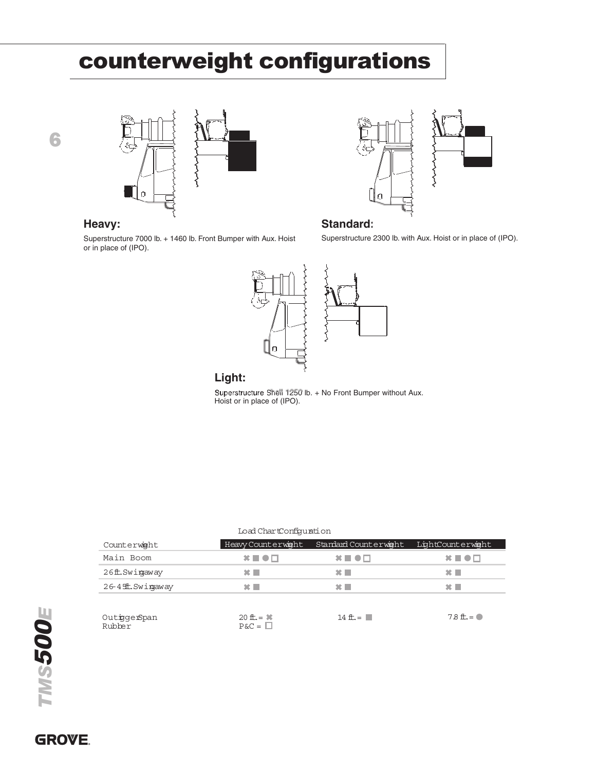# counterweight configurations

**Heavy:**

Superstructure 7000 lb. + 1460 lb. Front Bumper with Aux. Hoist or in place of (IPO).

**Standard:**

Superstructure 2300 lb. with Aux. Hoist or in place of (IPO).

**Light:**

Superstructure Shell 1250 lb. + No Front Bumper without Aux. Hoist or in place of (IPO).

| | Load Chart Configuration | | |
|---|---|---|---|
| Counterweight | Heavy Counterweight | Standard Counterweight | Light Counterweight |
| Main Boom | ✖ ■ ● □ | ✖ ■ ● □ | ✖ ■ ● □ |
| 26 ft. Swingaway | ✖ ■ | ✖ ■ | ✖ ■ |
| 26-45 ft. Swingaway | ✖ ■ | ✖ ■ | ✖ ■ |

| Outrigger Span / Rubber | 20 ft. = ✖ / P&C = □ | 14 ft. = ■ | 7.8 ft. = ● |
|---|---|---|---|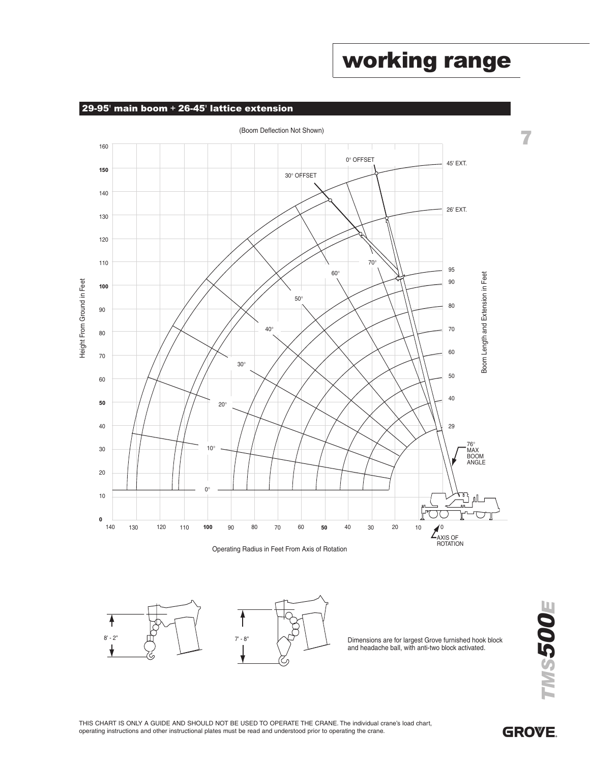# working range

## 29-95' main boom + 26-45' lattice extension

(Boom Deflection Not Shown)

Dimensions are for largest Grove furnished hook block and headache ball, with anti-two block activated.

THIS CHART IS ONLY A GUIDE AND SHOULD NOT BE USED TO OPERATE THE CRANE. The individual crane's load chart, operating instructions and other instructional plates must be read and understood prior to operating the crane.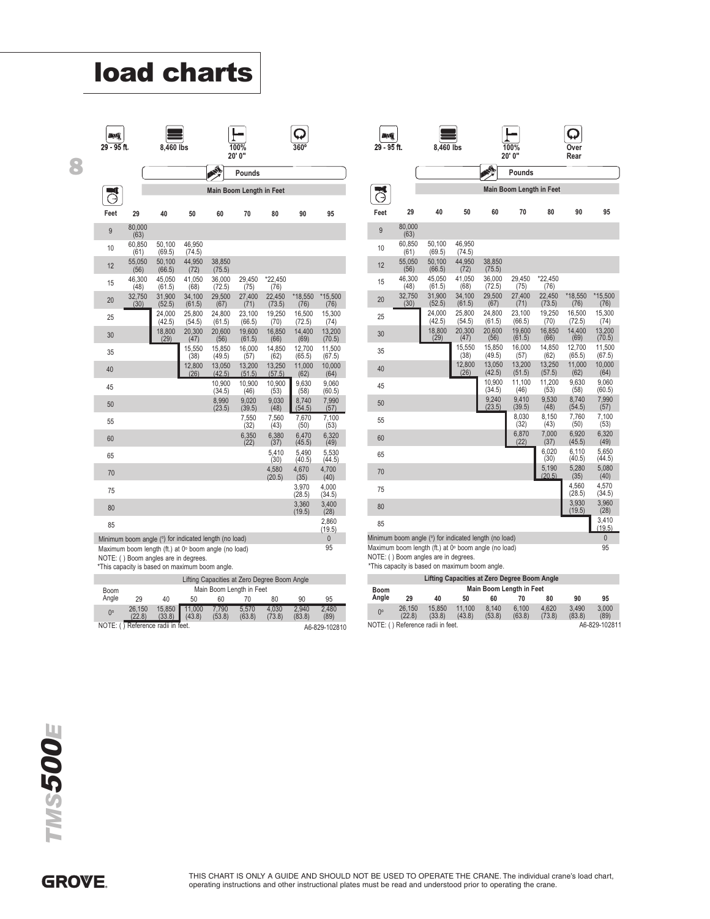# load charts

**29 - 95 ft. | 8,460 lbs | 100% 20' 0" | 360°**

Pounds

| Feet | Main Boom Length in Feet | | | | | | | |
|---|---|---|---|---|---|---|---|---|
| | 29 | 40 | 50 | 60 | 70 | 80 | 90 | 95 |
| 9 | 80,000 (63) | | | | | | | |
| 10 | 60,850 (61) | 50,100 (69.5) | 46,950 (74.5) | | | | | |
| 12 | 55,050 (56) | 50,100 (66.5) | 44,950 (72) | 38,850 (75.5) | | | | |
| 15 | 46,300 (48) | 45,050 (61.5) | 41,050 (68) | 36,000 (72.5) | 29,450 (75) | *22,450 (76) | | |
| 20 | 32,750 (30) | 31,900 (52.5) | 34,100 (61.5) | 29,500 (67) | 27,400 (71) | 22,450 (73.5) | *18,550 (76) | *15,500 (76) |
| 25 | | 24,000 (42.5) | 25,800 (54.5) | 24,800 (61.5) | 23,100 (66.5) | 19,250 (70) | 16,500 (72.5) | 15,300 (74) |
| 30 | | 18,800 (29) | 20,300 (47) | 20,600 (56) | 19,600 (61.5) | 16,850 (66) | 14,400 (69) | 13,200 (70.5) |
| 35 | | | 15,550 (38) | 15,850 (49.5) | 16,000 (57) | 14,850 (62) | 12,700 (65.5) | 11,500 (67.5) |
| 40 | | | 12,800 (26) | 13,050 (42.5) | 13,200 (51.5) | 13,250 (57.5) | 11,000 (62) | 10,000 (64) |
| 45 | | | | 10,900 (34.5) | 10,900 (46) | 10,900 (53) | 9,630 (58) | 9,060 (60.5) |
| 50 | | | | 8,990 (23.5) | 9,020 (39.5) | 9,030 (48) | 8,740 (54.5) | 7,990 (57) |
| 55 | | | | | 7,550 (32) | 7,560 (43) | 7,670 (50) | 7,100 (53) |
| 60 | | | | | 6,350 (22) | 6,380 (37) | 6,470 (45.5) | 6,320 (49) |
| 65 | | | | | | 5,410 (30) | 5,490 (40.5) | 5,530 (44.5) |
| 70 | | | | | | 4,580 (20.5) | 4,670 (35) | 4,700 (40) |
| 75 | | | | | | | 3,970 (28.5) | 4,000 (34.5) |
| 80 | | | | | | | 3,360 (19.5) | 3,400 (28) |
| 85 | | | | | | | | 2,860 (19.5) |
| Minimum boom angle (°) for indicated length (no load) | | | | | | | | 0 |
| Maximum boom length (ft.) at 0° boom angle (no load) | | | | | | | | 95 |

NOTE: ( ) Boom angles are in degrees.
*This capacity is based on maximum boom angle.

| Boom Angle | Lifting Capacities at Zero Degree Boom Angle – Main Boom Length in Feet | | | | | | | |
|---|---|---|---|---|---|---|---|---|
| | 29 | 40 | 50 | 60 | 70 | 80 | 90 | 95 |
| 0° | 26,150 (22.8) | 15,850 (33.8) | 11,000 (43.8) | 7,790 (53.8) | 5,570 (63.8) | 4,030 (73.8) | 2,940 (83.8) | 2,480 (89) |

NOTE: ( ) Reference radii in feet.

A6-829-102810

**29 - 95 ft. | 8,460 lbs | 100% 20' 0" | Over Rear**

Pounds

| Feet | Main Boom Length in Feet | | | | | | | |
|---|---|---|---|---|---|---|---|---|
| | 29 | 40 | 50 | 60 | 70 | 80 | 90 | 95 |
| 9 | 80,000 (63) | | | | | | | |
| 10 | 60,850 (61) | 50,100 (69.5) | 46,950 (74.5) | | | | | |
| 12 | 55,050 (56) | 50,100 (66.5) | 44,950 (72) | 38,850 (75.5) | | | | |
| 15 | 46,300 (48) | 45,050 (61.5) | 41,050 (68) | 36,000 (72.5) | 29,450 (75) | *22,450 (76) | | |
| 20 | 32,750 (30) | 31,900 (52.5) | 34,100 (61.5) | 29,500 (67) | 27,400 (71) | 22,450 (73.5) | *18,550 (76) | *15,500 (76) |
| 25 | | 24,000 (42.5) | 25,800 (54.5) | 24,800 (61.5) | 23,100 (66.5) | 19,250 (70) | 16,500 (72.5) | 15,300 (74) |
| 30 | | 18,800 (29) | 20,300 (47) | 20,600 (56) | 19,600 (61.5) | 16,850 (66) | 14,400 (69) | 13,200 (70.5) |
| 35 | | | 15,550 (38) | 15,850 (49.5) | 16,000 (57) | 14,850 (62) | 12,700 (65.5) | 11,500 (67.5) |
| 40 | | | 12,800 (26) | 13,050 (42.5) | 13,200 (51.5) | 13,250 (57.5) | 11,000 (62) | 10,000 (64) |
| 45 | | | | 10,900 (34.5) | 11,100 (46) | 11,200 (53) | 9,630 (58) | 9,060 (60.5) |
| 50 | | | | 9,240 (23.5) | 9,410 (39.5) | 9,530 (48) | 8,740 (54.5) | 7,990 (57) |
| 55 | | | | | 8,030 (32) | 8,150 (43) | 7,760 (50) | 7,100 (53) |
| 60 | | | | | 6,870 (22) | 7,000 (37) | 6,920 (45.5) | 6,320 (49) |
| 65 | | | | | | 6,020 (30) | 6,110 (40.5) | 5,650 (44.5) |
| 70 | | | | | | 5,190 (20.5) | 5,280 (35) | 5,080 (40) |
| 75 | | | | | | | 4,560 (28.5) | 4,570 (34.5) |
| 80 | | | | | | | 3,930 (19.5) | 3,960 (28) |
| 85 | | | | | | | | 3,410 (19.5) |
| Minimum boom angle (°) for indicated length (no load) | | | | | | | | 0 |
| Maximum boom length (ft.) at 0° boom angle (no load) | | | | | | | | 95 |

NOTE: ( ) Boom angles are in degrees.
*This capacity is based on maximum boom angle.

| Boom Angle | Lifting Capacities at Zero Degree Boom Angle – Main Boom Length in Feet | | | | | | | |
|---|---|---|---|---|---|---|---|---|
| | 29 | 40 | 50 | 60 | 70 | 80 | 90 | 95 |
| 0° | 26,150 (22.8) | 15,850 (33.8) | 11,100 (43.8) | 8,140 (53.8) | 6,100 (63.8) | 4,620 (73.8) | 3,490 (83.8) | 3,000 (89) |

NOTE: ( ) Reference radii in feet.

A6-829-102811

THIS CHART IS ONLY A GUIDE AND SHOULD NOT BE USED TO OPERATE THE CRANE. The individual crane's load chart, operating instructions and other instructional plates must be read and understood prior to operating the crane.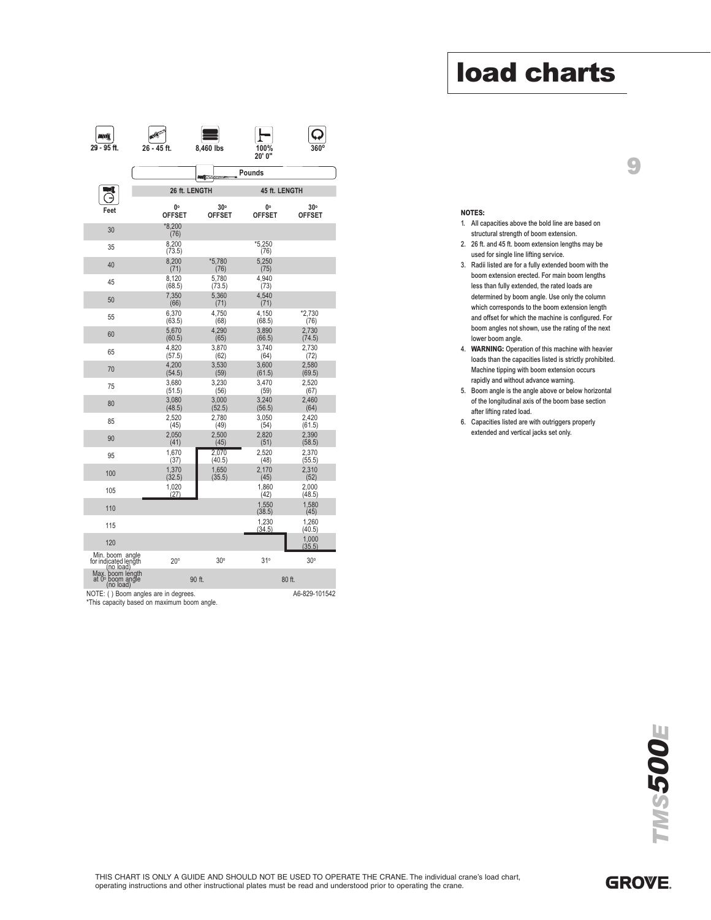# load charts

| 29 - 95 ft. | 26 - 45 ft. | 8,460 lbs | 100% 20' 0" | 360° |
|---|---|---|---|---|

Pounds

| Feet | 26 ft. LENGTH 0° OFFSET | 26 ft. LENGTH 30° OFFSET | 45 ft. LENGTH 0° OFFSET | 45 ft. LENGTH 30° OFFSET |
|---|---|---|---|---|
| 30 | *8,200 (76) | | | |
| 35 | 8,200 (73.5) | | *5,250 (76) | |
| 40 | 8,200 (71) | *5,780 (76) | 5,250 (75) | |
| 45 | 8,120 (68.5) | 5,780 (73.5) | 4,940 (73) | |
| 50 | 7,350 (66) | 5,360 (71) | 4,540 (71) | |
| 55 | 6,370 (63.5) | 4,750 (68) | 4,150 (68.5) | *2,730 (76) |
| 60 | 5,670 (60.5) | 4,290 (65) | 3,890 (66.5) | 2,730 (74.5) |
| 65 | 4,820 (57.5) | 3,870 (62) | 3,740 (64) | 2,730 (72) |
| 70 | 4,200 (54.5) | 3,530 (59) | 3,600 (61.5) | 2,580 (69.5) |
| 75 | 3,680 (51.5) | 3,230 (56) | 3,470 (59) | 2,520 (67) |
| 80 | 3,080 (48.5) | 3,000 (52.5) | 3,240 (56.5) | 2,460 (64) |
| 85 | 2,520 (45) | 2,780 (49) | 3,050 (54) | 2,420 (61.5) |
| 90 | 2,050 (41) | 2,500 (45) | 2,820 (51) | 2,390 (58.5) |
| 95 | 1,670 (37) | 2,070 (40.5) | 2,520 (48) | 2,370 (55.5) |
| 100 | 1,370 (32.5) | 1,650 (35.5) | 2,170 (45) | 2,310 (52) |
| 105 | 1,020 (27) | | 1,860 (42) | 2,000 (48.5) |
| 110 | | | 1,550 (38.5) | 1,580 (45) |
| 115 | | | 1,230 (34.5) | 1,260 (40.5) |
| 120 | | | | 1,000 (35.5) |
| Min. boom angle for indicated length (no load) | 20° | 30° | 31° | 30° |
| Max. boom length at 0° boom angle (no load) | 90 ft. | | 80 ft. | |

NOTE: ( ) Boom angles are in degrees.

*This capacity based on maximum boom angle.

A6-829-101542

**NOTES:**

1. All capacities above the bold line are based on structural strength of boom extension.
2. 26 ft. and 45 ft. boom extension lengths may be used for single line lifting service.
3. Radii listed are for a fully extended boom with the boom extension erected. For main boom lengths less than fully extended, the rated loads are determined by boom angle. Use only the column which corresponds to the boom extension length and offset for which the machine is configured. For boom angles not shown, use the rating of the next lower boom angle.
4. **WARNING:** Operation of this machine with heavier loads than the capacities listed is strictly prohibited. Machine tipping with boom extension occurs rapidly and without advance warning.
5. Boom angle is the angle above or below horizontal of the longitudinal axis of the boom base section after lifting rated load.
6. Capacities listed are with outriggers properly extended and vertical jacks set only.

THIS CHART IS ONLY A GUIDE AND SHOULD NOT BE USED TO OPERATE THE CRANE. The individual crane's load chart, operating instructions and other instructional plates must be read and understood prior to operating the crane.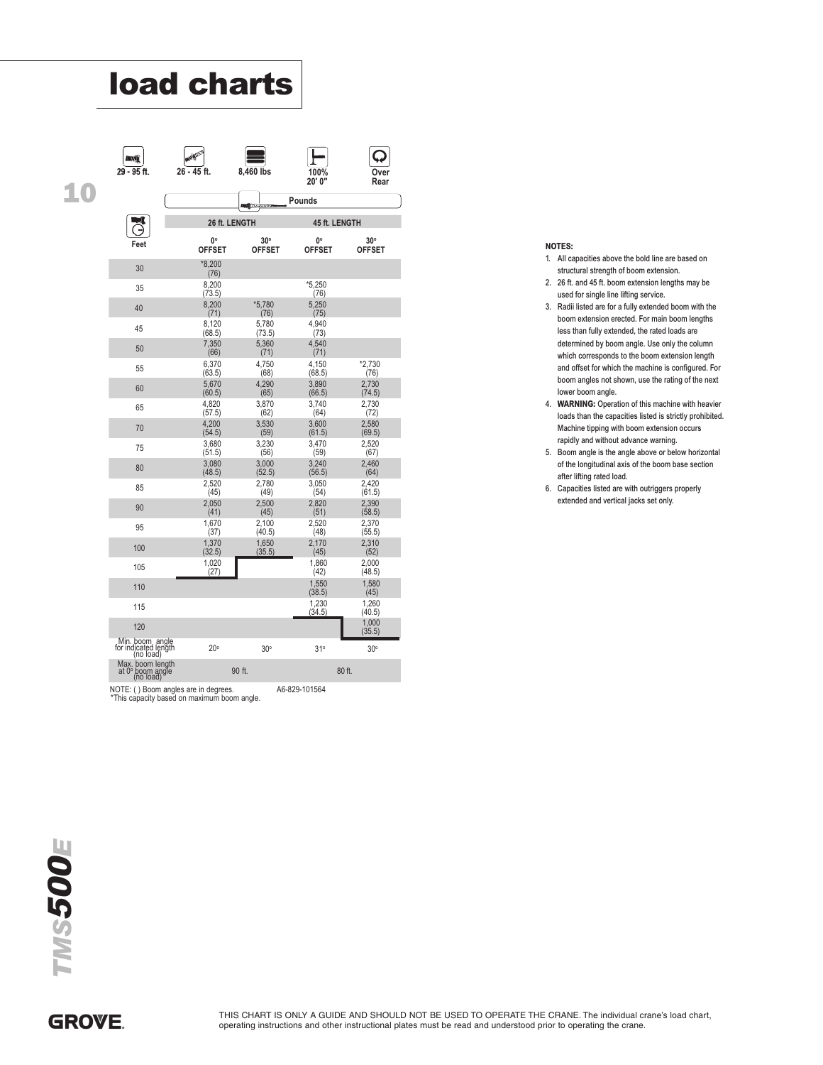# load charts

| 29 - 95 ft. | 26 - 45 ft. | 8,460 lbs | 100% 20' 0" | Over Rear |
|---|---|---|---|---|

Pounds

| Feet | 26 ft. LENGTH | | 45 ft. LENGTH | |
|---|---|---|---|---|
| | 0° OFFSET | 30° OFFSET | 0° OFFSET | 30° OFFSET |
| 30 | *8,200 (76) | | | |
| 35 | 8,200 (73.5) | | *5,250 (76) | |
| 40 | 8,200 (71) | *5,780 (76) | 5,250 (75) | |
| 45 | 8,120 (68.5) | 5,780 (73.5) | 4,940 (73) | |
| 50 | 7,350 (66) | 5,360 (71) | 4,540 (71) | |
| 55 | 6,370 (63.5) | 4,750 (68) | 4,150 (68.5) | *2,730 (76) |
| 60 | 5,670 (60.5) | 4,290 (65) | 3,890 (66.5) | 2,730 (74.5) |
| 65 | 4,820 (57.5) | 3,870 (62) | 3,740 (64) | 2,730 (72) |
| 70 | 4,200 (54.5) | 3,530 (59) | 3,600 (61.5) | 2,580 (69.5) |
| 75 | 3,680 (51.5) | 3,230 (56) | 3,470 (59) | 2,520 (67) |
| 80 | 3,080 (48.5) | 3,000 (52.5) | 3,240 (56.5) | 2,460 (64) |
| 85 | 2,520 (45) | 2,780 (49) | 3,050 (54) | 2,420 (61.5) |
| 90 | 2,050 (41) | 2,500 (45) | 2,820 (51) | 2,390 (58.5) |
| 95 | 1,670 (37) | 2,100 (40.5) | 2,520 (48) | 2,370 (55.5) |
| 100 | 1,370 (32.5) | 1,650 (35.5) | 2,170 (45) | 2,310 (52) |
| 105 | 1,020 (27) | | 1,860 (42) | 2,000 (48.5) |
| 110 | | | 1,550 (38.5) | 1,580 (45) |
| 115 | | | 1,230 (34.5) | 1,260 (40.5) |
| 120 | | | | 1,000 (35.5) |
| Min. boom angle for indicated length (no load) | 20° | 30° | 31° | 30° |
| Max. boom length at 0° boom angle (no load) | 90 ft. | | 80 ft. | |

NOTE: ( ) Boom angles are in degrees.
*This capacity based on maximum boom angle.

A6-829-101564

**NOTES:**

1. All capacities above the bold line are based on structural strength of boom extension.
2. 26 ft. and 45 ft. boom extension lengths may be used for single line lifting service.
3. Radii listed are for a fully extended boom with the boom extension erected. For main boom lengths less than fully extended, the rated loads are determined by boom angle. Use only the column which corresponds to the boom extension length and offset for which the machine is configured. For boom angles not shown, use the rating of the next lower boom angle.
4. **WARNING:** Operation of this machine with heavier loads than the capacities listed is strictly prohibited. Machine tipping with boom extension occurs rapidly and without advance warning.
5. Boom angle is the angle above or below horizontal of the longitudinal axis of the boom base section after lifting rated load.
6. Capacities listed are with outriggers properly extended and vertical jacks set only.

THIS CHART IS ONLY A GUIDE AND SHOULD NOT BE USED TO OPERATE THE CRANE. The individual crane's load chart, operating instructions and other instructional plates must be read and understood prior to operating the crane.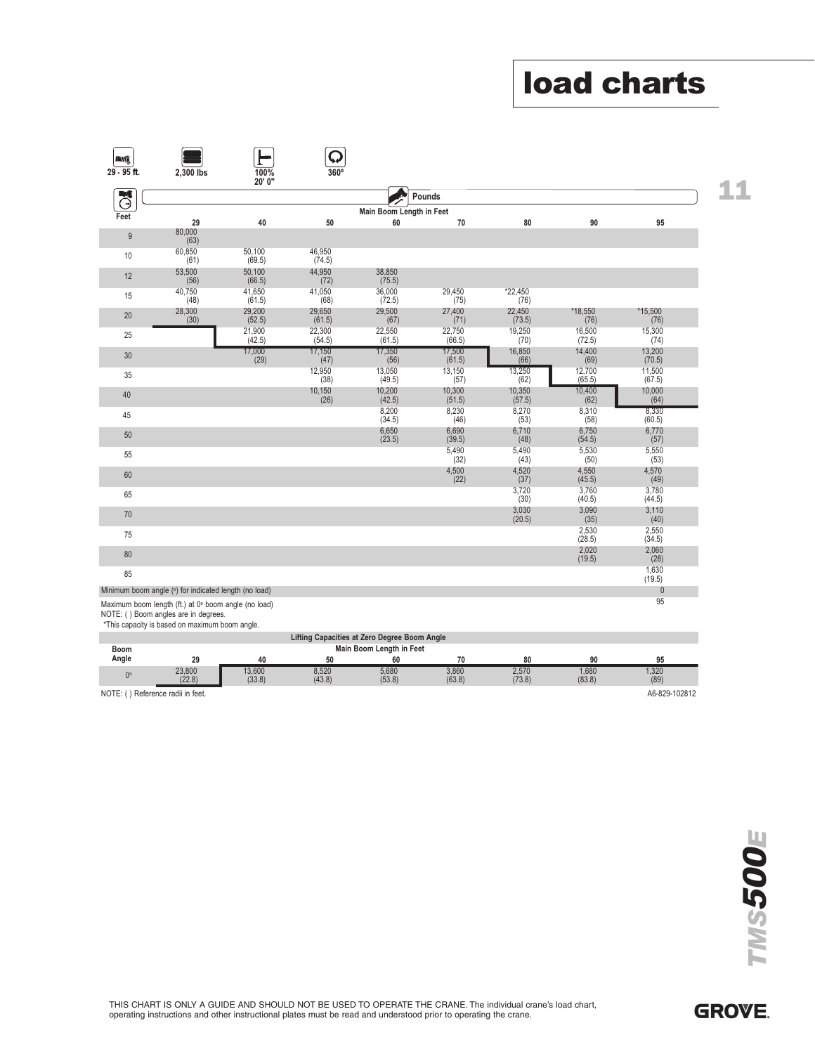# load charts

| 29 - 95 ft. | 2,300 lbs | 100% 20' 0" | 360° |
|---|---|---|---|

| Feet | Main Boom Length in Feet (Pounds) | | | | | | | |
|---|---|---|---|---|---|---|---|---|
| | 29 | 40 | 50 | 60 | 70 | 80 | 90 | 95 |
| 9 | 80,000 (63) | | | | | | | |
| 10 | 60,850 (61) | 50,100 (69.5) | 46,950 (74.5) | | | | | |
| 12 | 53,500 (56) | 50,100 (66.5) | 44,950 (72) | 38,850 (75.5) | | | | |
| 15 | 40,750 (48) | 41,650 (61.5) | 41,050 (68) | 36,000 (72.5) | 29,450 (75) | *22,450 (76) | | |
| 20 | 28,300 (30) | 29,200 (52.5) | 29,650 (61.5) | 29,500 (67) | 27,400 (71) | 22,450 (73.5) | *18,550 (76) | *15,500 (76) |
| 25 | | 21,900 (42.5) | 22,300 (54.5) | 22,550 (61.5) | 22,750 (66.5) | 19,250 (70) | 16,500 (72.5) | 15,300 (74) |
| 30 | | 17,000 (29) | 17,150 (47) | 17,350 (56) | 17,500 (61.5) | 16,850 (66) | 14,400 (69) | 13,200 (70.5) |
| 35 | | | 12,950 (38) | 13,050 (49.5) | 13,150 (57) | 13,250 (62) | 12,700 (65.5) | 11,500 (67.5) |
| 40 | | | 10,150 (26) | 10,200 (42.5) | 10,300 (51.5) | 10,350 (57.5) | 10,400 (62) | 10,000 (64) |
| 45 | | | | 8,200 (34.5) | 8,230 (46) | 8,270 (53) | 8,310 (58) | 8,330 (60.5) |
| 50 | | | | 6,650 (23.5) | 6,690 (39.5) | 6,710 (48) | 6,750 (54.5) | 6,770 (57) |
| 55 | | | | | 5,490 (32) | 5,490 (43) | 5,530 (50) | 5,550 (53) |
| 60 | | | | | 4,500 (22) | 4,520 (37) | 4,550 (45.5) | 4,570 (49) |
| 65 | | | | | | 3,720 (30) | 3,760 (40.5) | 3,780 (44.5) |
| 70 | | | | | | 3,030 (20.5) | 3,090 (35) | 3,110 (40) |
| 75 | | | | | | | 2,530 (28.5) | 2,550 (34.5) |
| 80 | | | | | | | 2,020 (19.5) | 2,060 (28) |
| 85 | | | | | | | | 1,630 (19.5) |
| Minimum boom angle (°) for indicated length (no load) | | | | | | | | 0 |
| Maximum boom length (ft.) at 0° boom angle (no load) | | | | | | | | 95 |

NOTE: ( ) Boom angles are in degrees.

*This capacity is based on maximum boom angle.

| Boom Angle | Lifting Capacities at Zero Degree Boom Angle — Main Boom Length in Feet | | | | | | | |
|---|---|---|---|---|---|---|---|---|
| | 29 | 40 | 50 | 60 | 70 | 80 | 90 | 95 |
| 0° | 23,800 (22.8) | 13,600 (33.8) | 8,520 (43.8) | 5,680 (53.8) | 3,860 (63.8) | 2,570 (73.8) | 1,680 (83.8) | 1,320 (89) |

NOTE: ( ) Reference radii in feet.

A6-829-102812

THIS CHART IS ONLY A GUIDE AND SHOULD NOT BE USED TO OPERATE THE CRANE. The individual crane's load chart, operating instructions and other instructional plates must be read and understood prior to operating the crane.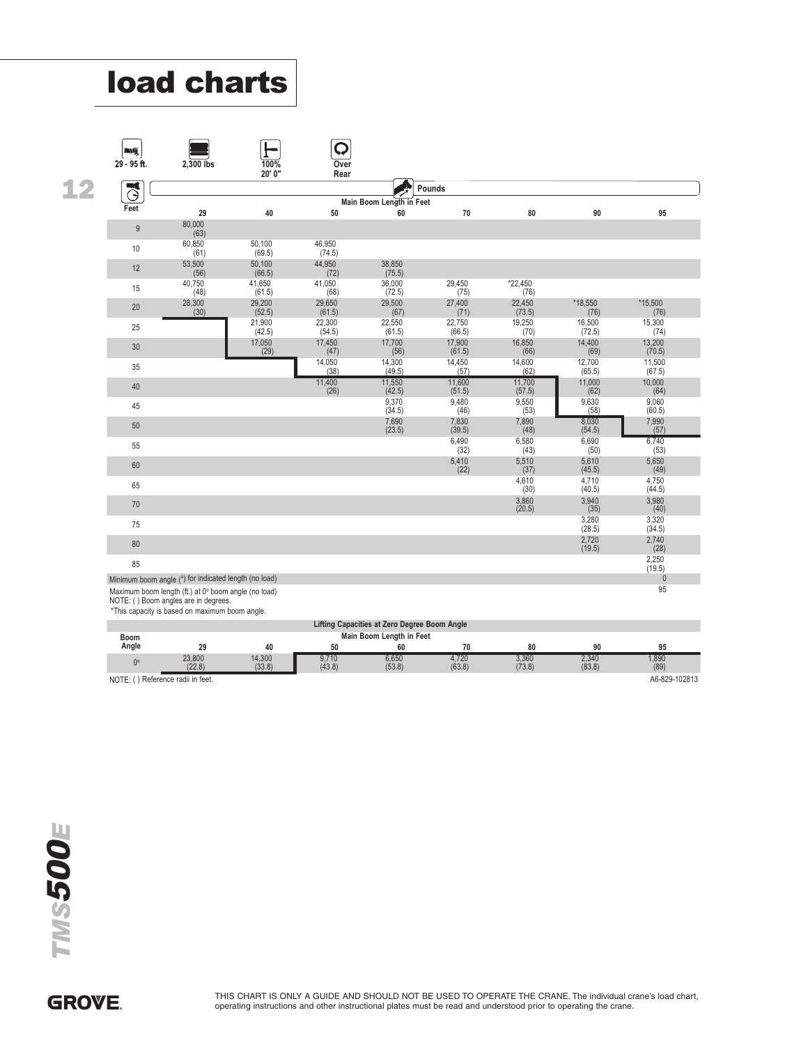# load charts

| 29 - 95 ft. | 2,300 lbs | 100% 20' 0" | Over Rear |
|---|---|---|---|

| Feet | 29 | 40 | 50 | 60 | 70 | 80 | 90 | 95 |
|---|---|---|---|---|---|---|---|---|
| | Main Boom Length in Feet (Pounds) | | | | | | | |
| 9 | 80,000 (63) | | | | | | | |
| 10 | 60,850 (61) | 50,100 (69.5) | 46,950 (74.5) | | | | | |
| 12 | 53,500 (56) | 50,100 (66.5) | 44,950 (72) | 38,850 (75.5) | | | | |
| 15 | 40,750 (48) | 41,650 (61.5) | 41,050 (68) | 36,000 (72.5) | 29,450 (75) | *22,450 (76) | | |
| 20 | 28,300 (30) | 29,200 (52.5) | 29,650 (61.5) | 29,500 (67) | 27,400 (71) | 22,450 (73.5) | *18,550 (76) | *15,500 (76) |
| 25 | | 21,900 (42.5) | 22,300 (54.5) | 22,550 (61.5) | 22,750 (66.5) | 19,250 (70) | 16,500 (72.5) | 15,300 (74) |
| 30 | | 17,050 (29) | 17,450 (47) | 17,700 (56) | 17,900 (61.5) | 16,850 (66) | 14,400 (69) | 13,200 (70.5) |
| 35 | | | 14,050 (38) | 14,300 (49.5) | 14,450 (57) | 14,600 (62) | 12,700 (65.5) | 11,500 (67.5) |
| 40 | | | 11,400 (26) | 11,550 (42.5) | 11,600 (51.5) | 11,700 (57.5) | 11,000 (62) | 10,000 (64) |
| 45 | | | | 9,370 (34.5) | 9,480 (46) | 9,550 (53) | 9,630 (58) | 9,060 (60.5) |
| 50 | | | | 7,690 (23.5) | 7,830 (39.5) | 7,890 (48) | 8,030 (54.5) | 7,990 (57) |
| 55 | | | | | 6,490 (32) | 6,580 (43) | 6,690 (50) | 6,740 (53) |
| 60 | | | | | 5,410 (22) | 5,510 (37) | 5,610 (45.5) | 5,650 (49) |
| 65 | | | | | | 4,610 (30) | 4,710 (40.5) | 4,750 (44.5) |
| 70 | | | | | | 3,860 (20.5) | 3,940 (35) | 3,980 (40) |
| 75 | | | | | | | 3,280 (28.5) | 3,320 (34.5) |
| 80 | | | | | | | 2,720 (19.5) | 2,740 (28) |
| 85 | | | | | | | | 2,250 (19.5) |
| Minimum boom angle (°) for indicated length (no load) | | | | | | | | 0 |
| Maximum boom length (ft.) at 0° boom angle (no load) | | | | | | | | 95 |

NOTE: ( ) Boom angles are in degrees.

*This capacity is based on maximum boom angle.

**Lifting Capacities at Zero Degree Boom Angle**

| Boom Angle | 29 | 40 | 50 | 60 | 70 | 80 | 90 | 95 |
|---|---|---|---|---|---|---|---|---|
| | Main Boom Length in Feet | | | | | | | |
| 0° | 23,800 (22.8) | 14,300 (33.8) | 9,710 (43.8) | 6,650 (53.8) | 4,720 (63.8) | 3,360 (73.8) | 2,340 (83.8) | 1,890 (89) |

NOTE: ( ) Reference radii in feet.

A6-829-102813

TMS500E

GROVE.

THIS CHART IS ONLY A GUIDE AND SHOULD NOT BE USED TO OPERATE THE CRANE. The individual crane's load chart, operating instructions and other instructional plates must be read and understood prior to operating the crane.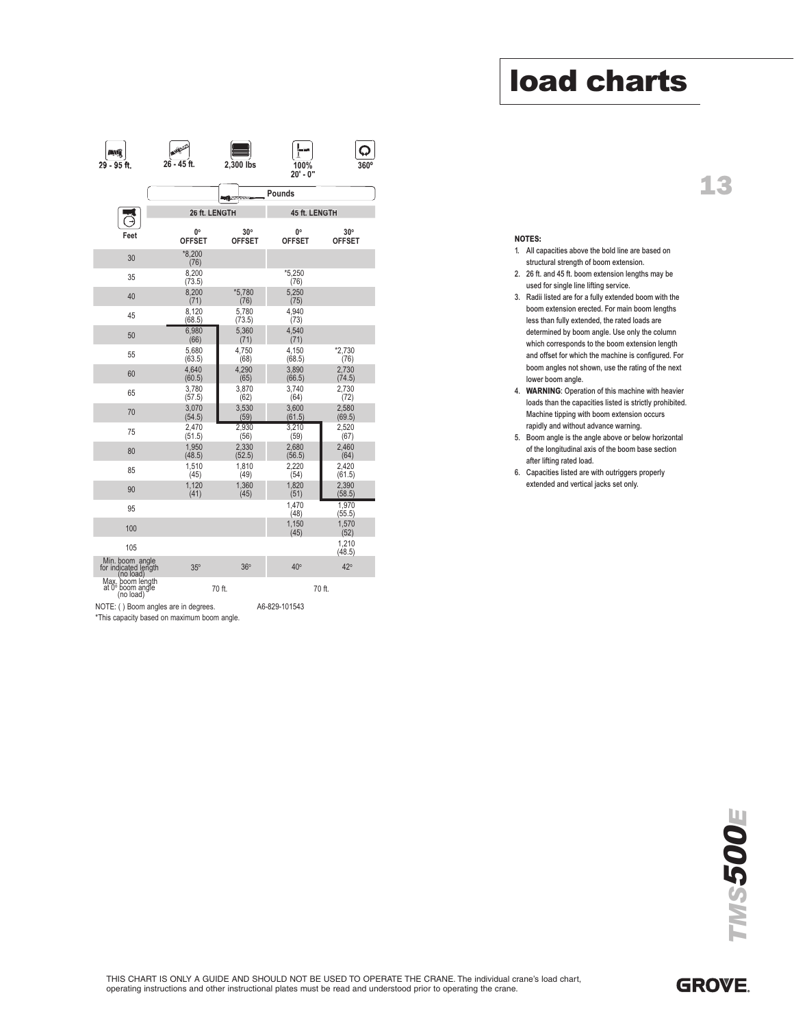# load charts

| 29 - 95 ft. | 26 - 45 ft. | 2,300 lbs | 100% 20' - 0" | 360° |
|---|---|---|---|---|

Pounds

| Feet | 26 ft. LENGTH | | 45 ft. LENGTH | |
|---|---|---|---|---|
| | 0° OFFSET | 30° OFFSET | 0° OFFSET | 30° OFFSET |
| 30 | *8,200 (76) | | | |
| 35 | 8,200 (73.5) | | *5,250 (76) | |
| 40 | 8,200 (71) | *5,780 (76) | 5,250 (75) | |
| 45 | 8,120 (68.5) | 5,780 (73.5) | 4,940 (73) | |
| 50 | 6,980 (66) | 5,360 (71) | 4,540 (71) | |
| 55 | 5,680 (63.5) | 4,750 (68) | 4,150 (68.5) | *2,730 (76) |
| 60 | 4,640 (60.5) | 4,290 (65) | 3,890 (66.5) | 2,730 (74.5) |
| 65 | 3,780 (57.5) | 3,870 (62) | 3,740 (64) | 2,730 (72) |
| 70 | 3,070 (54.5) | 3,530 (59) | 3,600 (61.5) | 2,580 (69.5) |
| 75 | 2,470 (51.5) | 2,930 (56) | 3,210 (59) | 2,520 (67) |
| 80 | 1,950 (48.5) | 2,330 (52.5) | 2,680 (56.5) | 2,460 (64) |
| 85 | 1,510 (45) | 1,810 (49) | 2,220 (54) | 2,420 (61.5) |
| 90 | 1,120 (41) | 1,360 (45) | 1,820 (51) | 2,390 (58.5) |
| 95 | | | 1,470 (48) | 1,970 (55.5) |
| 100 | | | 1,150 (45) | 1,570 (52) |
| 105 | | | | 1,210 (48.5) |
| Min. boom angle for indicated length (no load) | 35° | 36° | 40° | 42° |
| Max. boom length at 0° boom angle (no load) | 70 ft. | | 70 ft. | |

NOTE: ( ) Boom angles are in degrees. A6-829-101543

*This capacity based on maximum boom angle.

**NOTES:**

1. All capacities above the bold line are based on structural strength of boom extension.
2. 26 ft. and 45 ft. boom extension lengths may be used for single line lifting service.
3. Radii listed are for a fully extended boom with the boom extension erected. For main boom lengths less than fully extended, the rated loads are determined by boom angle. Use only the column which corresponds to the boom extension length and offset for which the machine is configured. For boom angles not shown, use the rating of the next lower boom angle.
4. **WARNING**: Operation of this machine with heavier loads than the capacities listed is strictly prohibited. Machine tipping with boom extension occurs rapidly and without advance warning.
5. Boom angle is the angle above or below horizontal of the longitudinal axis of the boom base section after lifting rated load.
6. Capacities listed are with outriggers properly extended and vertical jacks set only.

THIS CHART IS ONLY A GUIDE AND SHOULD NOT BE USED TO OPERATE THE CRANE. The individual crane's load chart, operating instructions and other instructional plates must be read and understood prior to operating the crane.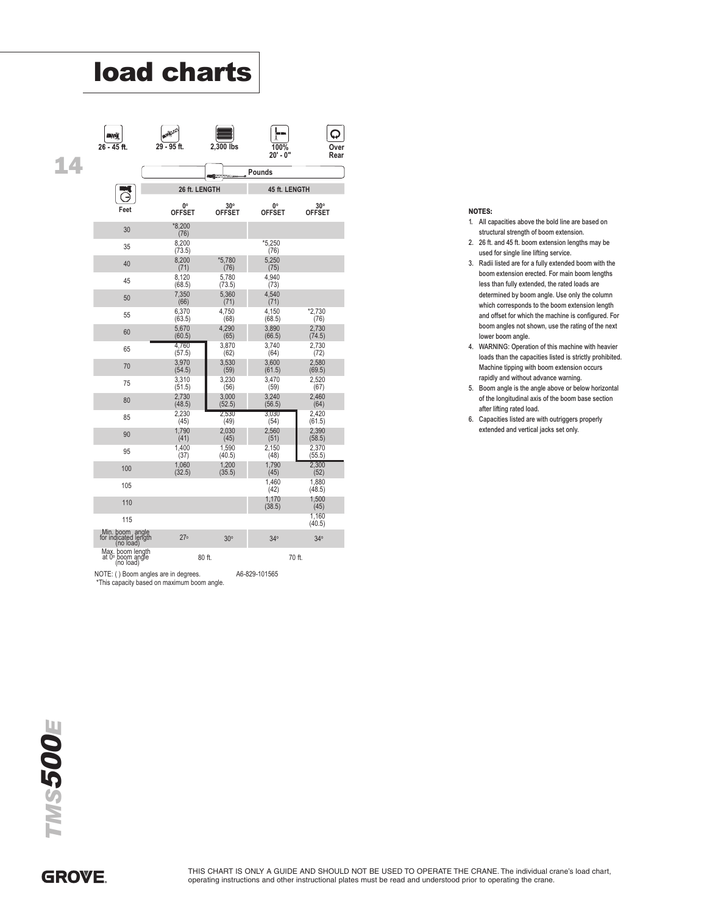# load charts

| 26 - 45 ft. | 29 - 95 ft. | 2,300 lbs | 100% 20' - 0" | Over Rear |
|---|---|---|---|---|

Pounds

| Feet | 26 ft. LENGTH 0° OFFSET | 26 ft. LENGTH 30° OFFSET | 45 ft. LENGTH 0° OFFSET | 45 ft. LENGTH 30° OFFSET |
|---|---|---|---|---|
| 30 | *8,200 (76) | | | |
| 35 | 8,200 (73.5) | | *5,250 (76) | |
| 40 | 8,200 (71) | *5,780 (76) | 5,250 (75) | |
| 45 | 8,120 (68.5) | 5,780 (73.5) | 4,940 (73) | |
| 50 | 7,350 (66) | 5,360 (71) | 4,540 (71) | |
| 55 | 6,370 (63.5) | 4,750 (68) | 4,150 (68.5) | *2,730 (76) |
| 60 | 5,670 (60.5) | 4,290 (65) | 3,890 (66.5) | 2,730 (74.5) |
| 65 | 4,760 (57.5) | 3,870 (62) | 3,740 (64) | 2,730 (72) |
| 70 | 3,970 (54.5) | 3,530 (59) | 3,600 (61.5) | 2,580 (69.5) |
| 75 | 3,310 (51.5) | 3,230 (56) | 3,470 (59) | 2,520 (67) |
| 80 | 2,730 (48.5) | 3,000 (52.5) | 3,240 (56.5) | 2,460 (64) |
| 85 | 2,230 (45) | 2,530 (49) | 3,030 (54) | 2,420 (61.5) |
| 90 | 1,790 (41) | 2,030 (45) | 2,560 (51) | 2,390 (58.5) |
| 95 | 1,400 (37) | 1,590 (40.5) | 2,150 (48) | 2,370 (55.5) |
| 100 | 1,060 (32.5) | 1,200 (35.5) | 1,790 (45) | 2,300 (52) |
| 105 | | | 1,460 (42) | 1,880 (48.5) |
| 110 | | | 1,170 (38.5) | 1,500 (45) |
| 115 | | | | 1,160 (40.5) |
| Min. boom angle for indicated length (no load) | 27° | 30° | 34° | 34° |
| Max. boom length at 0° boom angle (no load) | 80 ft. | | 70 ft. | |

NOTE: ( ) Boom angles are in degrees. A6-829-101565

*This capacity based on maximum boom angle.

**NOTES:**

1. All capacities above the bold line are based on structural strength of boom extension.
2. 26 ft. and 45 ft. boom extension lengths may be used for single line lifting service.
3. Radii listed are for a fully extended boom with the boom extension erected. For main boom lengths less than fully extended, the rated loads are determined by boom angle. Use only the column which corresponds to the boom extension length and offset for which the machine is configured. For boom angles not shown, use the rating of the next lower boom angle.
4. WARNING: Operation of this machine with heavier loads than the capacities listed is strictly prohibited. Machine tipping with boom extension occurs rapidly and without advance warning.
5. Boom angle is the angle above or below horizontal of the longitudinal axis of the boom base section after lifting rated load.
6. Capacities listed are with outriggers properly extended and vertical jacks set only.

THIS CHART IS ONLY A GUIDE AND SHOULD NOT BE USED TO OPERATE THE CRANE. The individual crane's load chart, operating instructions and other instructional plates must be read and understood prior to operating the crane.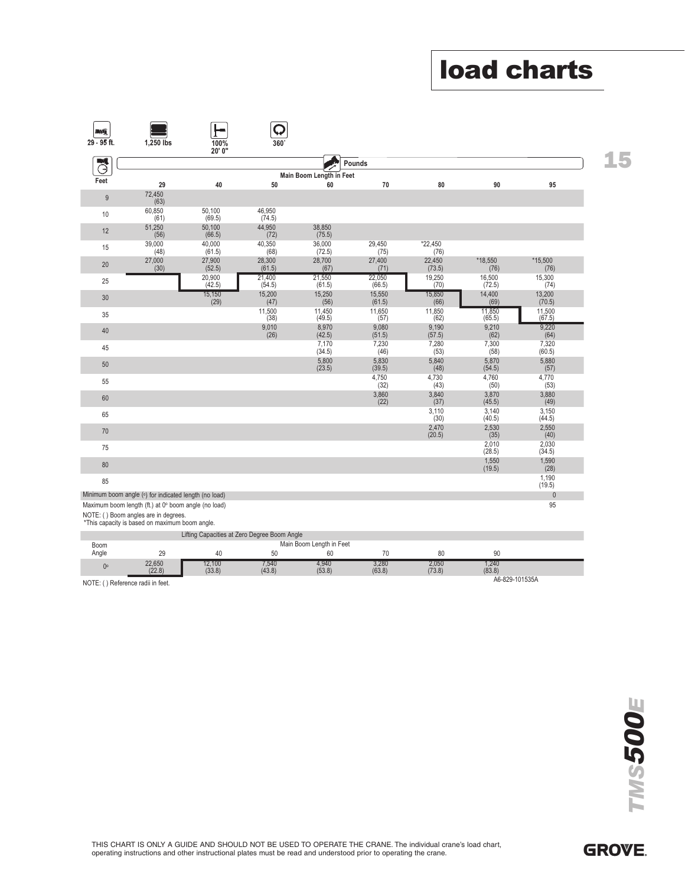# load charts

| 29 - 95 ft. | 1,250 lbs | 100% 20' 0" | 360° |
|---|---|---|---|

| Feet | Main Boom Length in Feet (Pounds) | | | | | | | |
|---|---|---|---|---|---|---|---|---|
| | 29 | 40 | 50 | 60 | 70 | 80 | 90 | 95 |
| 9 | 72,450 (63) | | | | | | | |
| 10 | 60,850 (61) | 50,100 (69.5) | 46,950 (74.5) | | | | | |
| 12 | 51,250 (56) | 50,100 (66.5) | 44,950 (72) | 38,850 (75.5) | | | | |
| 15 | 39,000 (48) | 40,000 (61.5) | 40,350 (68) | 36,000 (72.5) | 29,450 (75) | *22,450 (76) | | |
| 20 | 27,000 (30) | 27,900 (52.5) | 28,300 (61.5) | 28,700 (67) | 27,400 (71) | 22,450 (73.5) | *18,550 (76) | *15,500 (76) |
| 25 | | 20,900 (42.5) | 21,400 (54.5) | 21,550 (61.5) | 22,050 (66.5) | 19,250 (70) | 16,500 (72.5) | 15,300 (74) |
| 30 | | 15,150 (29) | 15,200 (47) | 15,250 (56) | 15,550 (61.5) | 15,850 (66) | 14,400 (69) | 13,200 (70.5) |
| 35 | | | 11,500 (38) | 11,450 (49.5) | 11,650 (57) | 11,850 (62) | 11,850 (65.5) | 11,500 (67.5) |
| 40 | | | 9,010 (26) | 8,970 (42.5) | 9,080 (51.5) | 9,190 (57.5) | 9,210 (62) | 9,220 (64) |
| 45 | | | | 7,170 (34.5) | 7,230 (46) | 7,280 (53) | 7,300 (58) | 7,320 (60.5) |
| 50 | | | | 5,800 (23.5) | 5,830 (39.5) | 5,840 (48) | 5,870 (54.5) | 5,880 (57) |
| 55 | | | | | 4,750 (32) | 4,730 (43) | 4,760 (50) | 4,770 (53) |
| 60 | | | | | 3,860 (22) | 3,840 (37) | 3,870 (45.5) | 3,880 (49) |
| 65 | | | | | | 3,110 (30) | 3,140 (40.5) | 3,150 (44.5) |
| 70 | | | | | | 2,470 (20.5) | 2,530 (35) | 2,550 (40) |
| 75 | | | | | | | 2,010 (28.5) | 2,030 (34.5) |
| 80 | | | | | | | 1,550 (19.5) | 1,590 (28) |
| 85 | | | | | | | | 1,190 (19.5) |
| Minimum boom angle (°) for indicated length (no load) | | | | | | | | 0 |
| Maximum boom length (ft.) at 0° boom angle (no load) | | | | | | | | 95 |

NOTE: ( ) Boom angles are in degrees.
*This capacity is based on maximum boom angle.

| Lifting Capacities at Zero Degree Boom Angle | | | | | | | |
|---|---|---|---|---|---|---|---|
| Boom Angle | Main Boom Length in Feet | | | | | | |
| | 29 | 40 | 50 | 60 | 70 | 80 | 90 |
| 0° | 22,650 (22.8) | 12,100 (33.8) | 7,540 (43.8) | 4,940 (53.8) | 3,280 (63.8) | 2,050 (73.8) | 1,240 (83.8) |

NOTE: ( ) Reference radii in feet.

A6-829-101535A

THIS CHART IS ONLY A GUIDE AND SHOULD NOT BE USED TO OPERATE THE CRANE. The individual crane's load chart, operating instructions and other instructional plates must be read and understood prior to operating the crane.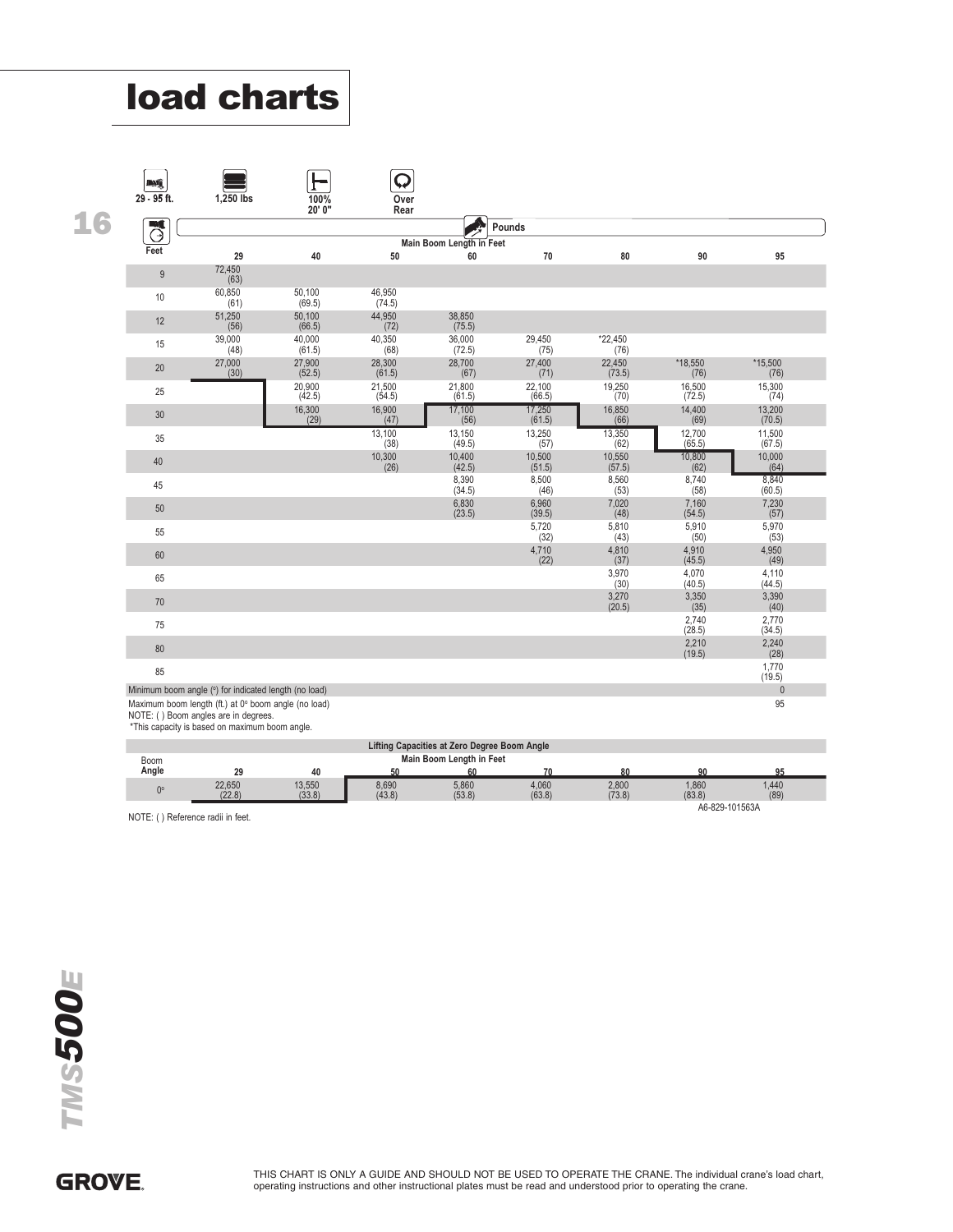# load charts

| 29 - 95 ft. | 1,250 lbs | 100% 20' 0" | Over Rear |
|---|---|---|---|

| Feet | Main Boom Length in Feet (Pounds) | | | | | | | |
|---|---|---|---|---|---|---|---|---|
| | 29 | 40 | 50 | 60 | 70 | 80 | 90 | 95 |
| 9 | 72,450 (63) | | | | | | | |
| 10 | 60,850 (61) | 50,100 (69.5) | 46,950 (74.5) | | | | | |
| 12 | 51,250 (56) | 50,100 (66.5) | 44,950 (72) | 38,850 (75.5) | | | | |
| 15 | 39,000 (48) | 40,000 (61.5) | 40,350 (68) | 36,000 (72.5) | 29,450 (75) | *22,450 (76) | | |
| 20 | 27,000 (30) | 27,900 (52.5) | 28,300 (61.5) | 28,700 (67) | 27,400 (71) | 22,450 (73.5) | *18,550 (76) | *15,500 (76) |
| 25 | | 20,900 (42.5) | 21,500 (54.5) | 21,800 (61.5) | 22,100 (66.5) | 19,250 (70) | 16,500 (72.5) | 15,300 (74) |
| 30 | | 16,300 (29) | 16,900 (47) | 17,100 (56) | 17,250 (61.5) | 16,850 (66) | 14,400 (69) | 13,200 (70.5) |
| 35 | | | 13,100 (38) | 13,150 (49.5) | 13,250 (57) | 13,350 (62) | 12,700 (65.5) | 11,500 (67.5) |
| 40 | | | 10,300 (26) | 10,400 (42.5) | 10,500 (51.5) | 10,550 (57.5) | 10,800 (62) | 10,000 (64) |
| 45 | | | | 8,390 (34.5) | 8,500 (46) | 8,560 (53) | 8,740 (58) | 8,840 (60.5) |
| 50 | | | | 6,830 (23.5) | 6,960 (39.5) | 7,020 (48) | 7,160 (54.5) | 7,230 (57) |
| 55 | | | | | 5,720 (32) | 5,810 (43) | 5,910 (50) | 5,970 (53) |
| 60 | | | | | 4,710 (22) | 4,810 (37) | 4,910 (45.5) | 4,950 (49) |
| 65 | | | | | | 3,970 (30) | 4,070 (40.5) | 4,110 (44.5) |
| 70 | | | | | | 3,270 (20.5) | 3,350 (35) | 3,390 (40) |
| 75 | | | | | | | 2,740 (28.5) | 2,770 (34.5) |
| 80 | | | | | | | 2,210 (19.5) | 2,240 (28) |
| 85 | | | | | | | | 1,770 (19.5) |
| Minimum boom angle (°) for indicated length (no load) | | | | | | | | 0 |
| Maximum boom length (ft.) at 0° boom angle (no load) | | | | | | | | 95 |

NOTE: ( ) Boom angles are in degrees.
*This capacity is based on maximum boom angle.

| Lifting Capacities at Zero Degree Boom Angle | | | | | | | | |
|---|---|---|---|---|---|---|---|---|
| Boom Angle | Main Boom Length in Feet | | | | | | | |
| | 29 | 40 | 50 | 60 | 70 | 80 | 90 | 95 |
| 0° | 22,650 (22.8) | 13,550 (33.8) | 8,690 (43.8) | 5,860 (53.8) | 4,060 (63.8) | 2,800 (73.8) | 1,860 (83.8) | 1,440 (89) |

A6-829-101563A

NOTE: ( ) Reference radii in feet.

THIS CHART IS ONLY A GUIDE AND SHOULD NOT BE USED TO OPERATE THE CRANE. The individual crane's load chart, operating instructions and other instructional plates must be read and understood prior to operating the crane.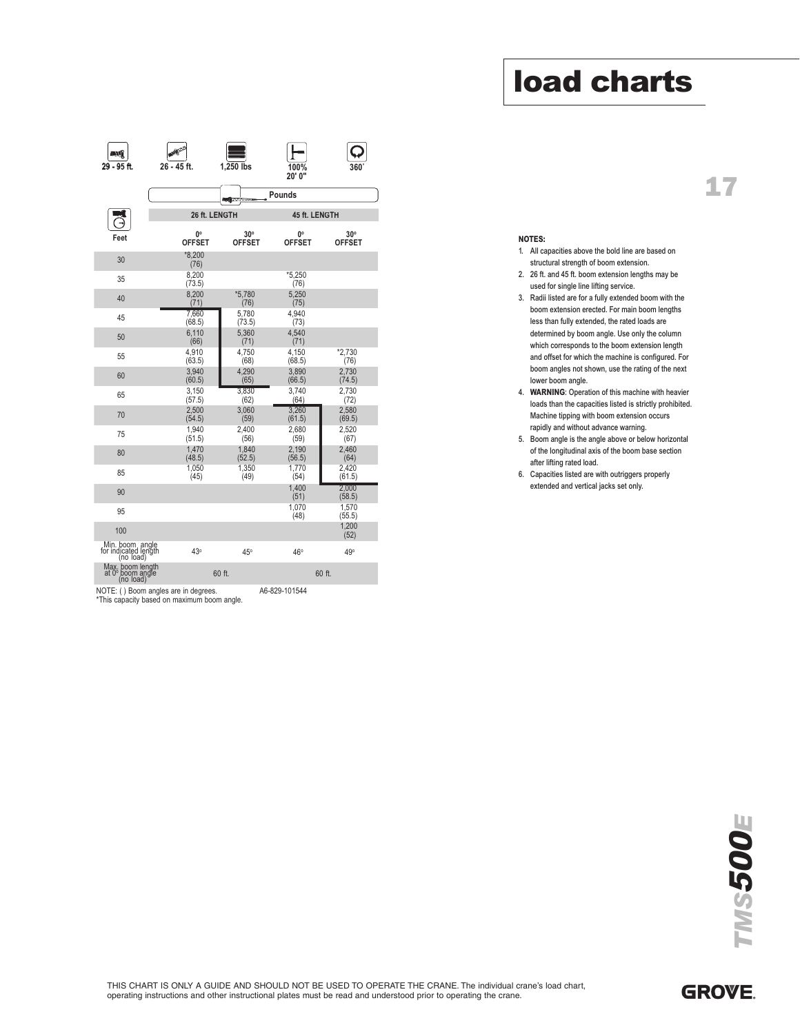# load charts

| 29 - 95 ft. | 26 - 45 ft. | 1,250 lbs | 100% 20' 0" | 360° |
|---|---|---|---|---|

Pounds

| Feet | 26 ft. LENGTH 0° OFFSET | 26 ft. LENGTH 30° OFFSET | 45 ft. LENGTH 0° OFFSET | 45 ft. LENGTH 30° OFFSET |
|---|---|---|---|---|
| 30 | *8,200 (76) | | | |
| 35 | 8,200 (73.5) | | *5,250 (76) | |
| 40 | 8,200 (71) | *5,780 (76) | 5,250 (75) | |
| 45 | 7,660 (68.5) | 5,780 (73.5) | 4,940 (73) | |
| 50 | 6,110 (66) | 5,360 (71) | 4,540 (71) | |
| 55 | 4,910 (63.5) | 4,750 (68) | 4,150 (68.5) | *2,730 (76) |
| 60 | 3,940 (60.5) | 4,290 (65) | 3,890 (66.5) | 2,730 (74.5) |
| 65 | 3,150 (57.5) | 3,830 (62) | 3,740 (64) | 2,730 (72) |
| 70 | 2,500 (54.5) | 3,060 (59) | 3,260 (61.5) | 2,580 (69.5) |
| 75 | 1,940 (51.5) | 2,400 (56) | 2,680 (59) | 2,520 (67) |
| 80 | 1,470 (48.5) | 1,840 (52.5) | 2,190 (56.5) | 2,460 (64) |
| 85 | 1,050 (45) | 1,350 (49) | 1,770 (54) | 2,420 (61.5) |
| 90 | | | 1,400 (51) | 2,000 (58.5) |
| 95 | | | 1,070 (48) | 1,570 (55.5) |
| 100 | | | | 1,200 (52) |
| Min. boom angle for indicated length (no load) | 43° | 45° | 46° | 49° |
| Max. boom length at 0° boom angle (no load) | 60 ft. | | 60 ft. | |

NOTE: ( ) Boom angles are in degrees. A6-829-101544

*This capacity based on maximum boom angle.

**NOTES:**

1. All capacities above the bold line are based on structural strength of boom extension.
2. 26 ft. and 45 ft. boom extension lengths may be used for single line lifting service.
3. Radii listed are for a fully extended boom with the boom extension erected. For main boom lengths less than fully extended, the rated loads are determined by boom angle. Use only the column which corresponds to the boom extension length and offset for which the machine is configured. For boom angles not shown, use the rating of the next lower boom angle.
4. **WARNING**: Operation of this machine with heavier loads than the capacities listed is strictly prohibited. Machine tipping with boom extension occurs rapidly and without advance warning.
5. Boom angle is the angle above or below horizontal of the longitudinal axis of the boom base section after lifting rated load.
6. Capacities listed are with outriggers properly extended and vertical jacks set only.

THIS CHART IS ONLY A GUIDE AND SHOULD NOT BE USED TO OPERATE THE CRANE. The individual crane's load chart, operating instructions and other instructional plates must be read and understood prior to operating the crane.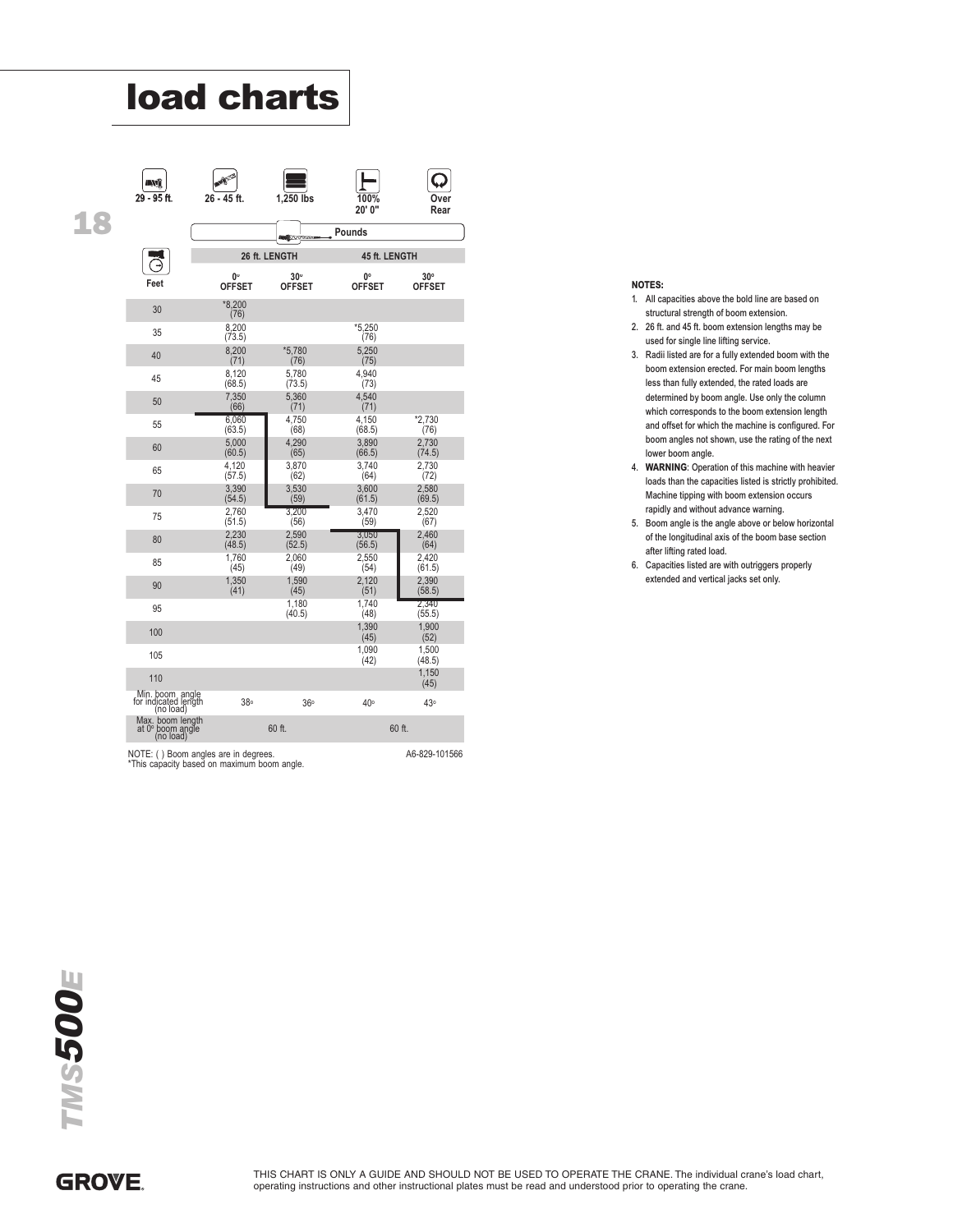# load charts

| 29 - 95 ft. | 26 - 45 ft. | 1,250 lbs | 100% 20' 0" | Over Rear |
|---|---|---|---|---|

Pounds

| Feet | 26 ft. LENGTH | | 45 ft. LENGTH | |
|---|---|---|---|---|
| | 0° OFFSET | 30° OFFSET | 0° OFFSET | 30° OFFSET |
| 30 | *8,200 (76) | | | |
| 35 | 8,200 (73.5) | | *5,250 (76) | |
| 40 | 8,200 (71) | *5,780 (76) | 5,250 (75) | |
| 45 | 8,120 (68.5) | 5,780 (73.5) | 4,940 (73) | |
| 50 | 7,350 (66) | 5,360 (71) | 4,540 (71) | |
| 55 | 6,060 (63.5) | 4,750 (68) | 4,150 (68.5) | *2,730 (76) |
| 60 | 5,000 (60.5) | 4,290 (65) | 3,890 (66.5) | 2,730 (74.5) |
| 65 | 4,120 (57.5) | 3,870 (62) | 3,740 (64) | 2,730 (72) |
| 70 | 3,390 (54.5) | 3,530 (59) | 3,600 (61.5) | 2,580 (69.5) |
| 75 | 2,760 (51.5) | 3,200 (56) | 3,470 (59) | 2,520 (67) |
| 80 | 2,230 (48.5) | 2,590 (52.5) | 3,050 (56.5) | 2,460 (64) |
| 85 | 1,760 (45) | 2,060 (49) | 2,550 (54) | 2,420 (61.5) |
| 90 | 1,350 (41) | 1,590 (45) | 2,120 (51) | 2,390 (58.5) |
| 95 | | 1,180 (40.5) | 1,740 (48) | 2,340 (55.5) |
| 100 | | | 1,390 (45) | 1,900 (52) |
| 105 | | | 1,090 (42) | 1,500 (48.5) |
| 110 | | | | 1,150 (45) |
| Min. boom angle for indicated length (no load) | 38° | 36° | 40° | 43° |
| Max. boom length at 0° boom angle (no load) | 60 ft. | | 60 ft. | |

NOTE: ( ) Boom angles are in degrees.
*This capacity based on maximum boom angle.

A6-829-101566

**NOTES:**

1. All capacities above the bold line are based on structural strength of boom extension.
2. 26 ft. and 45 ft. boom extension lengths may be used for single line lifting service.
3. Radii listed are for a fully extended boom with the boom extension erected. For main boom lengths less than fully extended, the rated loads are determined by boom angle. Use only the column which corresponds to the boom extension length and offset for which the machine is configured. For boom angles not shown, use the rating of the next lower boom angle.
4. **WARNING**: Operation of this machine with heavier loads than the capacities listed is strictly prohibited. Machine tipping with boom extension occurs rapidly and without advance warning.
5. Boom angle is the angle above or below horizontal of the longitudinal axis of the boom base section after lifting rated load.
6. Capacities listed are with outriggers properly extended and vertical jacks set only.

THIS CHART IS ONLY A GUIDE AND SHOULD NOT BE USED TO OPERATE THE CRANE. The individual crane's load chart, operating instructions and other instructional plates must be read and understood prior to operating the crane.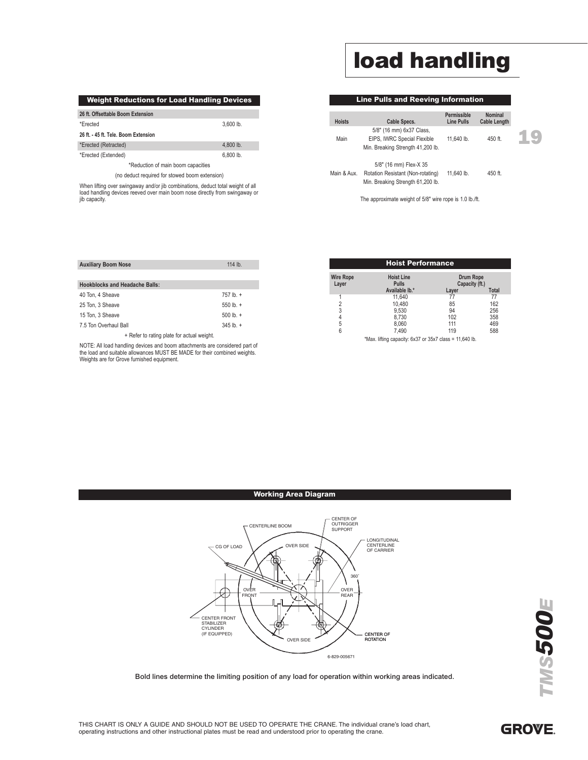# load handling

## Weight Reductions for Load Handling Devices

| 26 ft. Offsettable Boom Extension | |
|---|---|
| *Erected | 3,600 lb. |
| **26 ft. - 45 ft. Tele. Boom Extension** | |
| *Erected (Retracted) | 4,800 lb. |
| *Erected (Extended) | 6,800 lb. |

*Reduction of main boom capacities

(no deduct required for stowed boom extension)

When lifting over swingaway and/or jib combinations, deduct total weight of all load handling devices reeved over main boom nose directly from swingaway or jib capacity.

| Auxiliary Boom Nose | 114 lb. |
|---|---|

| Hookblocks and Headache Balls: | |
|---|---|
| 40 Ton, 4 Sheave | 757 lb. + |
| 25 Ton, 3 Sheave | 550 lb. + |
| 15 Ton, 3 Sheave | 500 lb. + |
| 7.5 Ton Overhaul Ball | 345 lb. + |

+ Refer to rating plate for actual weight.

NOTE: All load handling devices and boom attachments are considered part of the load and suitable allowances MUST BE MADE for their combined weights. Weights are for Grove furnished equipment.

## Line Pulls and Reeving Information

| Hoists | Cable Specs. | Permissible Line Pulls | Nominal Cable Length |
|---|---|---|---|
| Main | 5/8" (16 mm) 6x37 Class, EIPS, IWRC Special Flexible Min. Breaking Strength 41,200 lb. | 11,640 lb. | 450 ft. |
| Main & Aux. | 5/8" (16 mm) Flex-X 35 Rotation Resistant (Non-rotating) Min. Breaking Strength 61,200 lb. | 11,640 lb. | 450 ft. |

The approximate weight of 5/8" wire rope is 1.0 lb./ft.

## Hoist Performance

| Wire Rope Layer | Hoist Line Pulls Available lb.* | Drum Rope Capacity (ft.) Layer | Total |
|---|---|---|---|
| 1 | 11,640 | 77 | 77 |
| 2 | 10,480 | 85 | 162 |
| 3 | 9,530 | 94 | 256 |
| 4 | 8,730 | 102 | 358 |
| 5 | 8,060 | 111 | 469 |
| 6 | 7,490 | 119 | 588 |

*Max. lifting capacity: 6x37 or 35x7 class = 11,640 lb.

## Working Area Diagram

CENTERLINE BOOM, CENTER OF OUTRIGGER SUPPORT, LONGITUDINAL CENTERLINE OF CARRIER, CG OF LOAD, OVER SIDE, 360°, OVER FRONT, OVER REAR, CENTER FRONT STABILIZER CYLINDER (IF EQUIPPED), OVER SIDE, CENTER OF ROTATION

6-829-005671

Bold lines determine the limiting position of any load for operation within working areas indicated.

THIS CHART IS ONLY A GUIDE AND SHOULD NOT BE USED TO OPERATE THE CRANE. The individual crane's load chart, operating instructions and other instructional plates must be read and understood prior to operating the crane.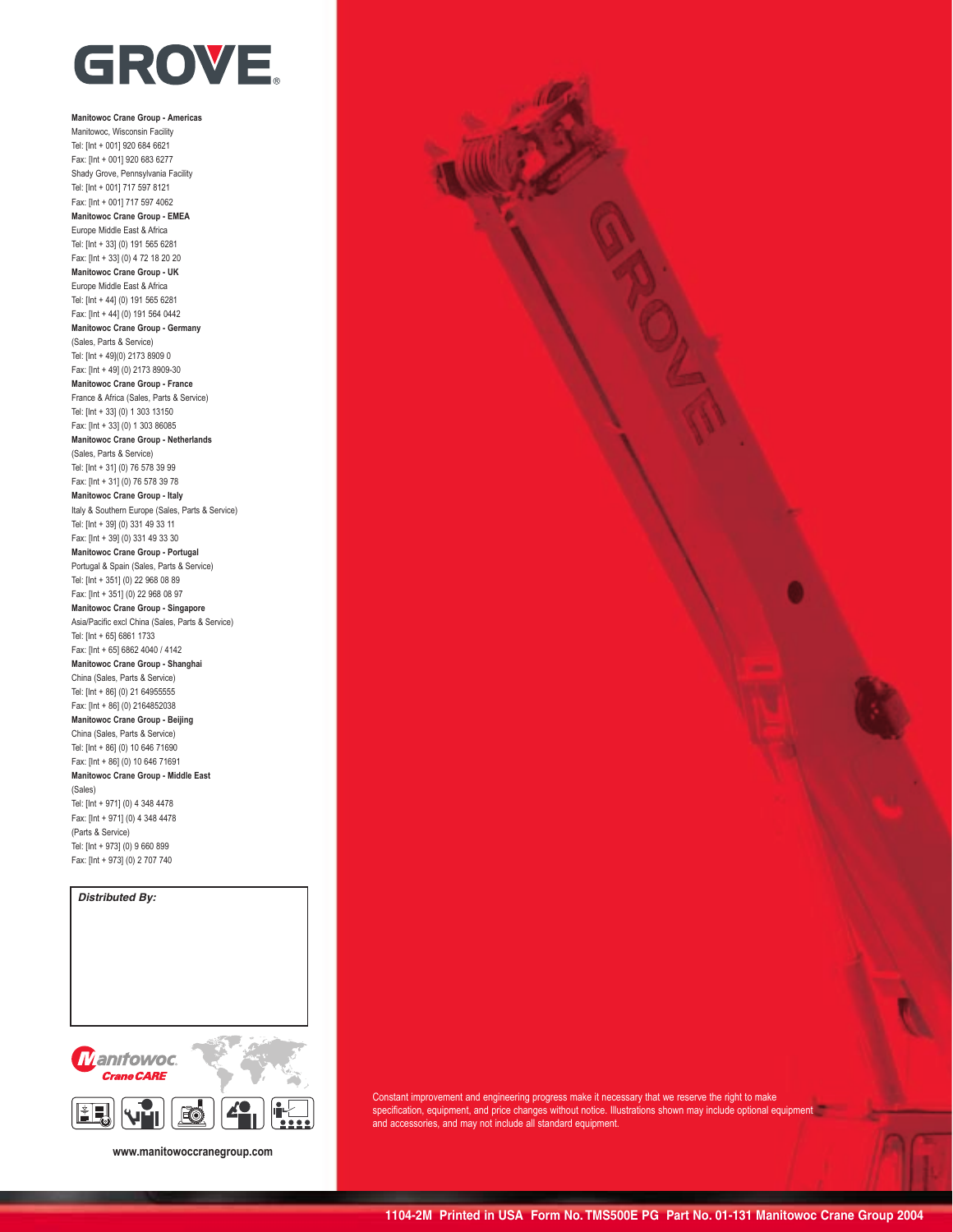# GROVE

**Manitowoc Crane Group - Americas**
Manitowoc, Wisconsin Facility
Tel: [Int + 001] 920 684 6621
Fax: [Int + 001] 920 683 6277
Shady Grove, Pennsylvania Facility
Tel: [Int + 001] 717 597 8121
Fax: [Int + 001] 717 597 4062

**Manitowoc Crane Group - EMEA**
Europe Middle East & Africa
Tel: [Int + 33] (0) 191 565 6281
Fax: [Int + 33] (0) 4 72 18 20 20

**Manitowoc Crane Group - UK**
Europe Middle East & Africa
Tel: [Int + 44] (0) 191 565 6281
Fax: [Int + 44] (0) 191 564 0442

**Manitowoc Crane Group - Germany**
(Sales, Parts & Service)
Tel: [Int + 49](0) 2173 8909 0
Fax: [Int + 49] (0) 2173 8909-30

**Manitowoc Crane Group - France**
France & Africa (Sales, Parts & Service)
Tel: [Int + 33] (0) 1 303 13150
Fax: [Int + 33] (0) 1 303 86085

**Manitowoc Crane Group - Netherlands**
(Sales, Parts & Service)
Tel: [Int + 31] (0) 76 578 39 99
Fax: [Int + 31] (0) 76 578 39 78

**Manitowoc Crane Group - Italy**
Italy & Southern Europe (Sales, Parts & Service)
Tel: [Int + 39] (0) 331 49 33 11
Fax: [Int + 39] (0) 331 49 33 30

**Manitowoc Crane Group - Portugal**
Portugal & Spain (Sales, Parts & Service)
Tel: [Int + 351] (0) 22 968 08 89
Fax: [Int + 351] (0) 22 968 08 97

**Manitowoc Crane Group - Singapore**
Asia/Pacific excl China (Sales, Parts & Service)
Tel: [Int + 65] 6861 1733
Fax: [Int + 65] 6862 4040 / 4142

**Manitowoc Crane Group - Shanghai**
China (Sales, Parts & Service)
Tel: [Int + 86] (0) 21 64955555
Fax: [Int + 86] (0) 2164852038

**Manitowoc Crane Group - Beijing**
China (Sales, Parts & Service)
Tel: [Int + 86] (0) 10 646 71690
Fax: [Int + 86] (0) 10 646 71691

**Manitowoc Crane Group - Middle East**
(Sales)
Tel: [Int + 971] (0) 4 348 4478
Fax: [Int + 971] (0) 4 348 4478
(Parts & Service)
Tel: [Int + 973] (0) 9 660 899
Fax: [Int + 973] (0) 2 707 740

***Distributed By:***

Manitowoc Crane CARE

www.manitowoccranegroup.com

Constant improvement and engineering progress make it necessary that we reserve the right to make specification, equipment, and price changes without notice. Illustrations shown may include optional equipment and accessories, and may not include all standard equipment.

**1104-2M Printed in USA Form No. TMS500E PG Part No. 01-131 Manitowoc Crane Group 2004**